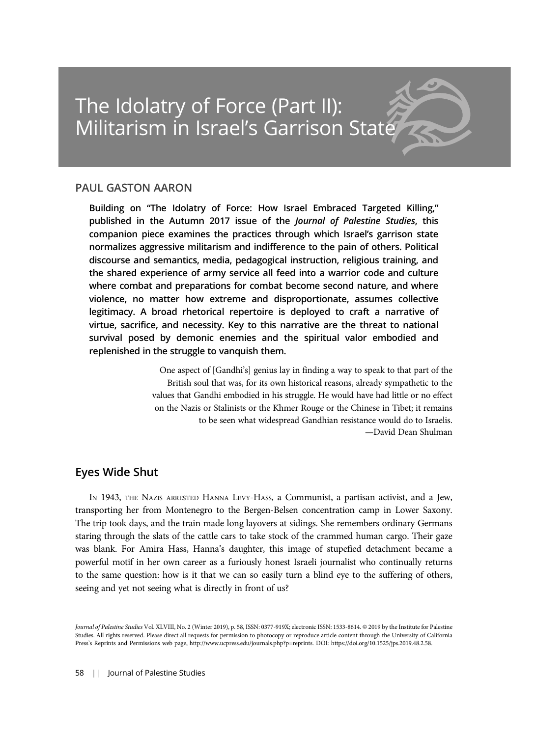# The Idolatry of Force (Part II): Militarism in Israel's Garrison State

## PAUL GASTON AARON

**Building on "The Idolatry of Force: How Israel Embraced Targeted Killing," published in the Autumn 2017 issue of the *Journal of Palestine Studies*, this companion piece examines the practices through which Israel's garrison state normalizes aggressive militarism and indifference to the pain of others. Political discourse and semantics, media, pedagogical instruction, religious training, and the shared experience of army service all feed into a warrior code and culture where combat and preparations for combat become second nature, and where violence, no matter how extreme and disproportionate, assumes collective legitimacy. A broad rhetorical repertoire is deployed to craft a narrative of virtue, sacrifice, and necessity. Key to this narrative are the threat to national survival posed by demonic enemies and the spiritual valor embodied and replenished in the struggle to vanquish them.**

> One aspect of [Gandhi's] genius lay in finding a way to speak to that part of the British soul that was, for its own historical reasons, already sympathetic to the values that Gandhi embodied in his struggle. He would have had little or no effect on the Nazis or Stalinists or the Khmer Rouge or the Chinese in Tibet; it remains to be seen what widespread Gandhian resistance would do to Israelis.
>
> —David Dean Shulman

## Eyes Wide Shut

In 1943, the Nazis arrested Hanna Levy-Hass, a Communist, a partisan activist, and a Jew, transporting her from Montenegro to the Bergen-Belsen concentration camp in Lower Saxony. The trip took days, and the train made long layovers at sidings. She remembers ordinary Germans staring through the slats of the cattle cars to take stock of the crammed human cargo. Their gaze was blank. For Amira Hass, Hanna's daughter, this image of stupefied detachment became a powerful motif in her own career as a furiously honest Israeli journalist who continually returns to the same question: how is it that we can so easily turn a blind eye to the suffering of others, seeing and yet not seeing what is directly in front of us?

*Journal of Palestine Studies* Vol. XLVIII, No. 2 (Winter 2019), p. 58, ISSN: 0377-919X; electronic ISSN: 1533-8614. © 2019 by the Institute for Palestine Studies. All rights reserved. Please direct all requests for permission to photocopy or reproduce article content through the University of California Press's Reprints and Permissions web page, http://www.ucpress.edu/journals.php?p=reprints. DOI: https://doi.org/10.1525/jps.2019.48.2.58.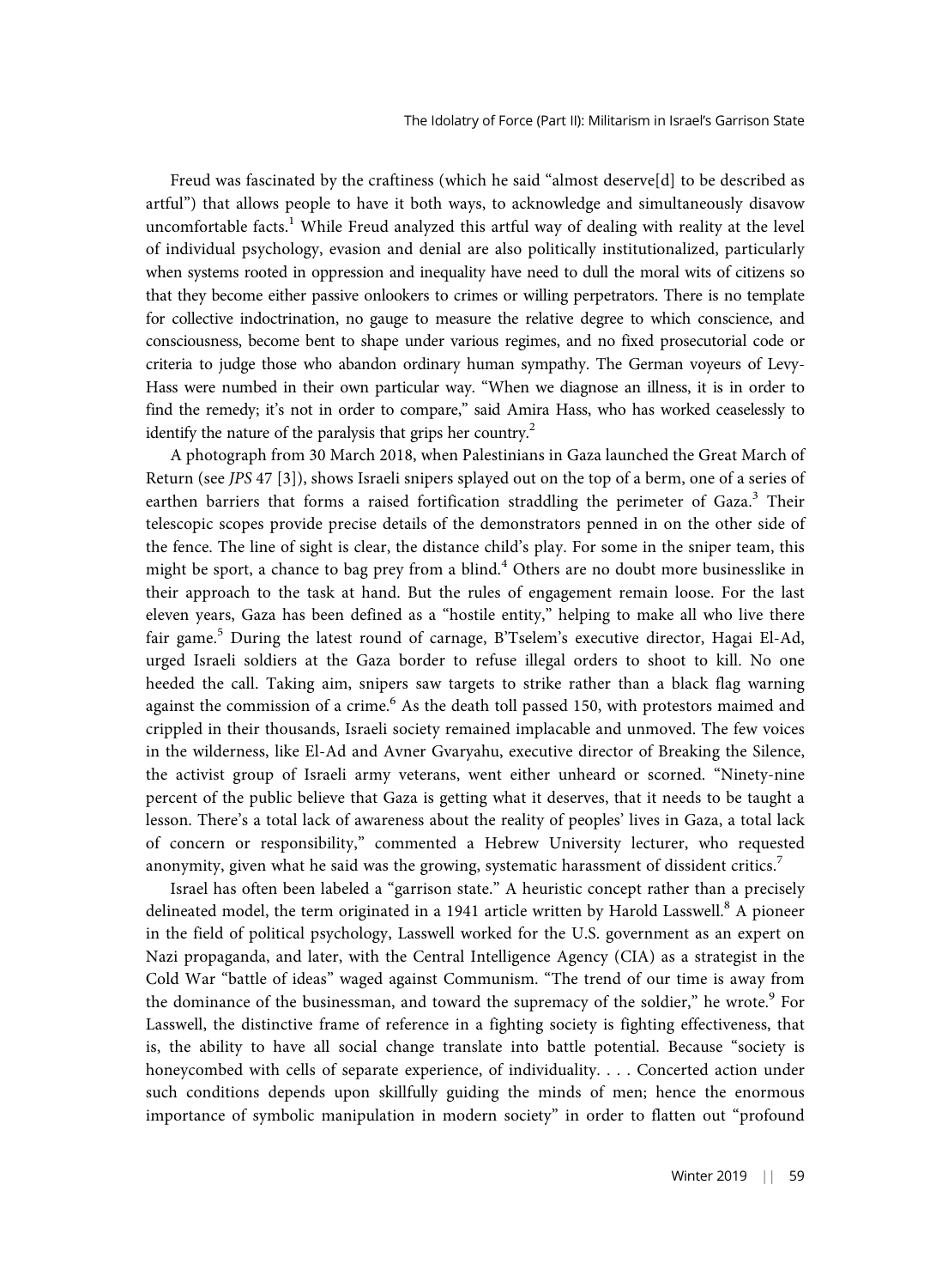Freud was fascinated by the craftiness (which he said "almost deserve[d] to be described as artful") that allows people to have it both ways, to acknowledge and simultaneously disavow uncomfortable facts.[1] While Freud analyzed this artful way of dealing with reality at the level of individual psychology, evasion and denial are also politically institutionalized, particularly when systems rooted in oppression and inequality have need to dull the moral wits of citizens so that they become either passive onlookers to crimes or willing perpetrators. There is no template for collective indoctrination, no gauge to measure the relative degree to which conscience, and consciousness, become bent to shape under various regimes, and no fixed prosecutorial code or criteria to judge those who abandon ordinary human sympathy. The German voyeurs of Levy-Hass were numbed in their own particular way. "When we diagnose an illness, it is in order to find the remedy; it's not in order to compare," said Amira Hass, who has worked ceaselessly to identify the nature of the paralysis that grips her country.[2]

A photograph from 30 March 2018, when Palestinians in Gaza launched the Great March of Return (see *JPS* 47 [3]), shows Israeli snipers splayed out on the top of a berm, one of a series of earthen barriers that forms a raised fortification straddling the perimeter of Gaza.[3] Their telescopic scopes provide precise details of the demonstrators penned in on the other side of the fence. The line of sight is clear, the distance child's play. For some in the sniper team, this might be sport, a chance to bag prey from a blind.[4] Others are no doubt more businesslike in their approach to the task at hand. But the rules of engagement remain loose. For the last eleven years, Gaza has been defined as a "hostile entity," helping to make all who live there fair game.[5] During the latest round of carnage, B'Tselem's executive director, Hagai El-Ad, urged Israeli soldiers at the Gaza border to refuse illegal orders to shoot to kill. No one heeded the call. Taking aim, snipers saw targets to strike rather than a black flag warning against the commission of a crime.[6] As the death toll passed 150, with protestors maimed and crippled in their thousands, Israeli society remained implacable and unmoved. The few voices in the wilderness, like El-Ad and Avner Gvaryahu, executive director of Breaking the Silence, the activist group of Israeli army veterans, went either unheard or scorned. "Ninety-nine percent of the public believe that Gaza is getting what it deserves, that it needs to be taught a lesson. There's a total lack of awareness about the reality of peoples' lives in Gaza, a total lack of concern or responsibility," commented a Hebrew University lecturer, who requested anonymity, given what he said was the growing, systematic harassment of dissident critics.[7]

Israel has often been labeled a "garrison state." A heuristic concept rather than a precisely delineated model, the term originated in a 1941 article written by Harold Lasswell.[8] A pioneer in the field of political psychology, Lasswell worked for the U.S. government as an expert on Nazi propaganda, and later, with the Central Intelligence Agency (CIA) as a strategist in the Cold War "battle of ideas" waged against Communism. "The trend of our time is away from the dominance of the businessman, and toward the supremacy of the soldier," he wrote.[9] For Lasswell, the distinctive frame of reference in a fighting society is fighting effectiveness, that is, the ability to have all social change translate into battle potential. Because "society is honeycombed with cells of separate experience, of individuality. . . . Concerted action under such conditions depends upon skillfully guiding the minds of men; hence the enormous importance of symbolic manipulation in modern society" in order to flatten out "profound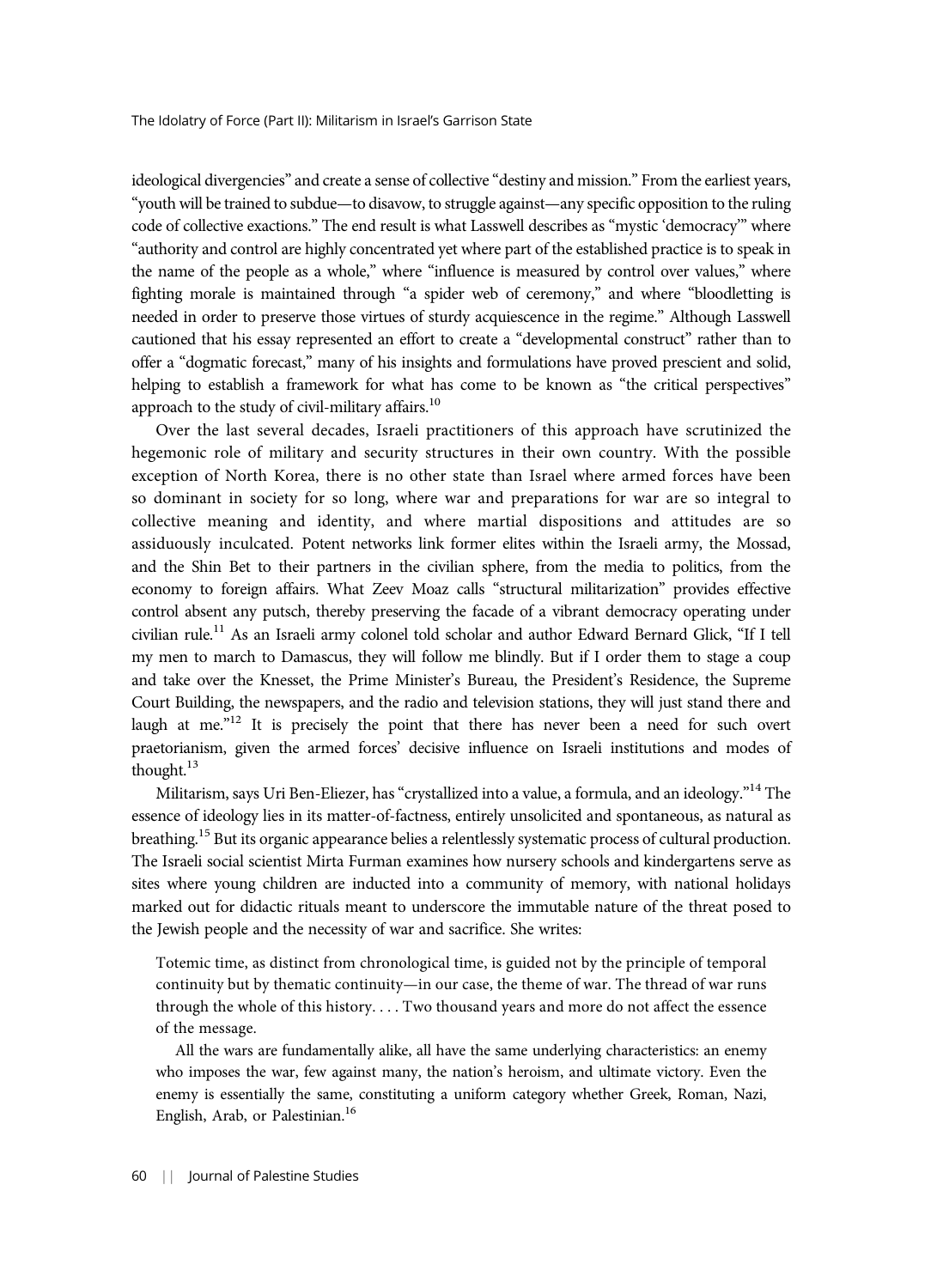ideological divergencies" and create a sense of collective "destiny and mission." From the earliest years, "youth will be trained to subdue—to disavow, to struggle against—any specific opposition to the ruling code of collective exactions." The end result is what Lasswell describes as "mystic 'democracy'" where "authority and control are highly concentrated yet where part of the established practice is to speak in the name of the people as a whole," where "influence is measured by control over values," where fighting morale is maintained through "a spider web of ceremony," and where "bloodletting is needed in order to preserve those virtues of sturdy acquiescence in the regime." Although Lasswell cautioned that his essay represented an effort to create a "developmental construct" rather than to offer a "dogmatic forecast," many of his insights and formulations have proved prescient and solid, helping to establish a framework for what has come to be known as "the critical perspectives" approach to the study of civil-military affairs.[10]

Over the last several decades, Israeli practitioners of this approach have scrutinized the hegemonic role of military and security structures in their own country. With the possible exception of North Korea, there is no other state than Israel where armed forces have been so dominant in society for so long, where war and preparations for war are so integral to collective meaning and identity, and where martial dispositions and attitudes are so assiduously inculcated. Potent networks link former elites within the Israeli army, the Mossad, and the Shin Bet to their partners in the civilian sphere, from the media to politics, from the economy to foreign affairs. What Zeev Moaz calls "structural militarization" provides effective control absent any putsch, thereby preserving the facade of a vibrant democracy operating under civilian rule.[11] As an Israeli army colonel told scholar and author Edward Bernard Glick, "If I tell my men to march to Damascus, they will follow me blindly. But if I order them to stage a coup and take over the Knesset, the Prime Minister's Bureau, the President's Residence, the Supreme Court Building, the newspapers, and the radio and television stations, they will just stand there and laugh at me."[12] It is precisely the point that there has never been a need for such overt praetorianism, given the armed forces' decisive influence on Israeli institutions and modes of thought.[13]

Militarism, says Uri Ben-Eliezer, has "crystallized into a value, a formula, and an ideology."[14] The essence of ideology lies in its matter-of-factness, entirely unsolicited and spontaneous, as natural as breathing.[15] But its organic appearance belies a relentlessly systematic process of cultural production. The Israeli social scientist Mirta Furman examines how nursery schools and kindergartens serve as sites where young children are inducted into a community of memory, with national holidays marked out for didactic rituals meant to underscore the immutable nature of the threat posed to the Jewish people and the necessity of war and sacrifice. She writes:

> Totemic time, as distinct from chronological time, is guided not by the principle of temporal continuity but by thematic continuity—in our case, the theme of war. The thread of war runs through the whole of this history. . . . Two thousand years and more do not affect the essence of the message.
>
> All the wars are fundamentally alike, all have the same underlying characteristics: an enemy who imposes the war, few against many, the nation's heroism, and ultimate victory. Even the enemy is essentially the same, constituting a uniform category whether Greek, Roman, Nazi, English, Arab, or Palestinian.[16]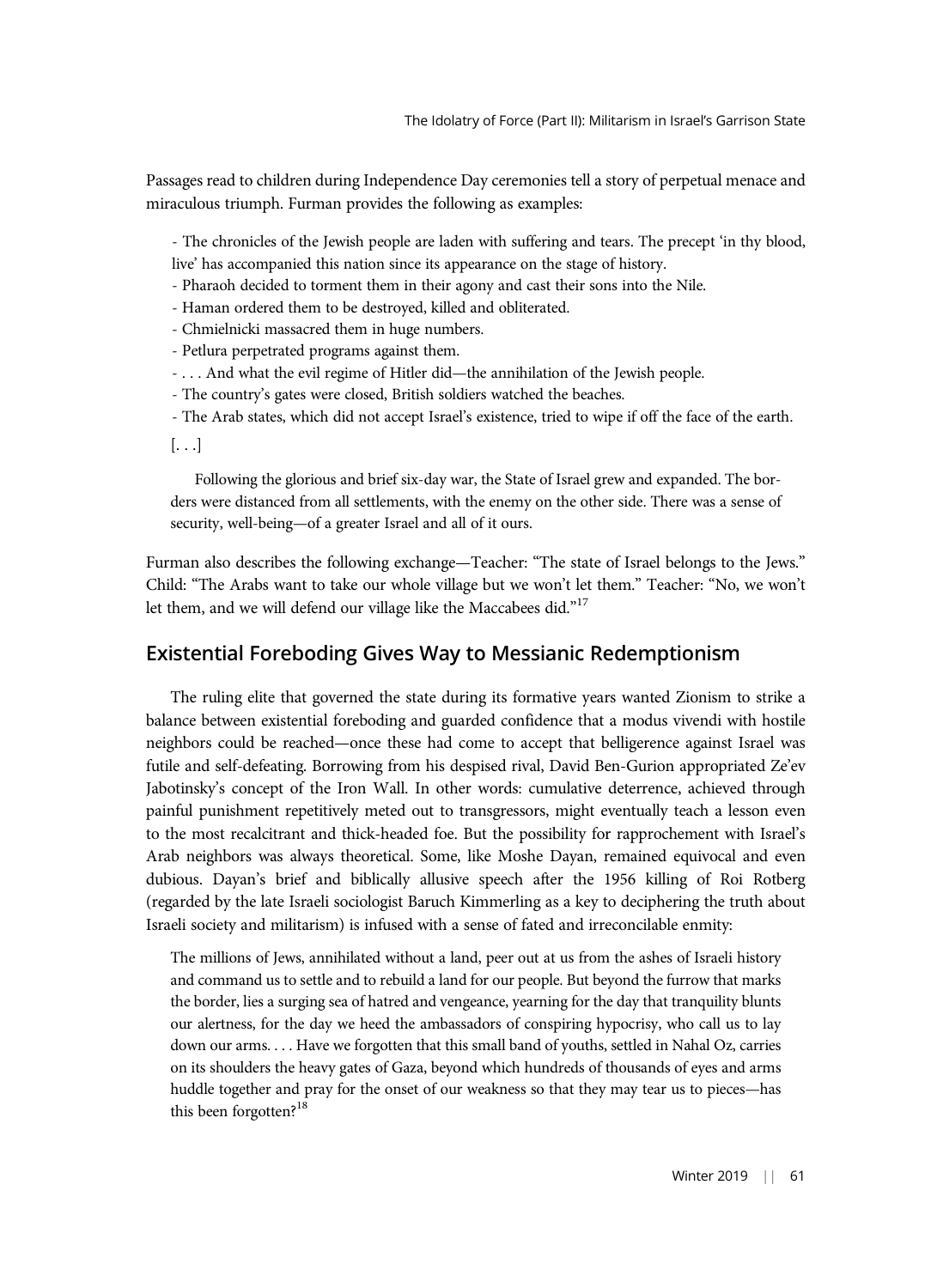Passages read to children during Independence Day ceremonies tell a story of perpetual menace and miraculous triumph. Furman provides the following as examples:

> - The chronicles of the Jewish people are laden with suffering and tears. The precept 'in thy blood, live' has accompanied this nation since its appearance on the stage of history.
> - Pharaoh decided to torment them in their agony and cast their sons into the Nile.
> - Haman ordered them to be destroyed, killed and obliterated.
> - Chmielnicki massacred them in huge numbers.
> - Petlura perpetrated programs against them.
> - . . . And what the evil regime of Hitler did—the annihilation of the Jewish people.
> - The country's gates were closed, British soldiers watched the beaches.
> - The Arab states, which did not accept Israel's existence, tried to wipe if off the face of the earth.
>
> [. . .]
>
> Following the glorious and brief six-day war, the State of Israel grew and expanded. The borders were distanced from all settlements, with the enemy on the other side. There was a sense of security, well-being—of a greater Israel and all of it ours.

Furman also describes the following exchange—Teacher: "The state of Israel belongs to the Jews." Child: "The Arabs want to take our whole village but we won't let them." Teacher: "No, we won't let them, and we will defend our village like the Maccabees did."[17]

## Existential Foreboding Gives Way to Messianic Redemptionism

The ruling elite that governed the state during its formative years wanted Zionism to strike a balance between existential foreboding and guarded confidence that a modus vivendi with hostile neighbors could be reached—once these had come to accept that belligerence against Israel was futile and self-defeating. Borrowing from his despised rival, David Ben-Gurion appropriated Ze'ev Jabotinsky's concept of the Iron Wall. In other words: cumulative deterrence, achieved through painful punishment repetitively meted out to transgressors, might eventually teach a lesson even to the most recalcitrant and thick-headed foe. But the possibility for rapprochement with Israel's Arab neighbors was always theoretical. Some, like Moshe Dayan, remained equivocal and even dubious. Dayan's brief and biblically allusive speech after the 1956 killing of Roi Rotberg (regarded by the late Israeli sociologist Baruch Kimmerling as a key to deciphering the truth about Israeli society and militarism) is infused with a sense of fated and irreconcilable enmity:

> The millions of Jews, annihilated without a land, peer out at us from the ashes of Israeli history and command us to settle and to rebuild a land for our people. But beyond the furrow that marks the border, lies a surging sea of hatred and vengeance, yearning for the day that tranquility blunts our alertness, for the day we heed the ambassadors of conspiring hypocrisy, who call us to lay down our arms. . . . Have we forgotten that this small band of youths, settled in Nahal Oz, carries on its shoulders the heavy gates of Gaza, beyond which hundreds of thousands of eyes and arms huddle together and pray for the onset of our weakness so that they may tear us to pieces—has this been forgotten?[18]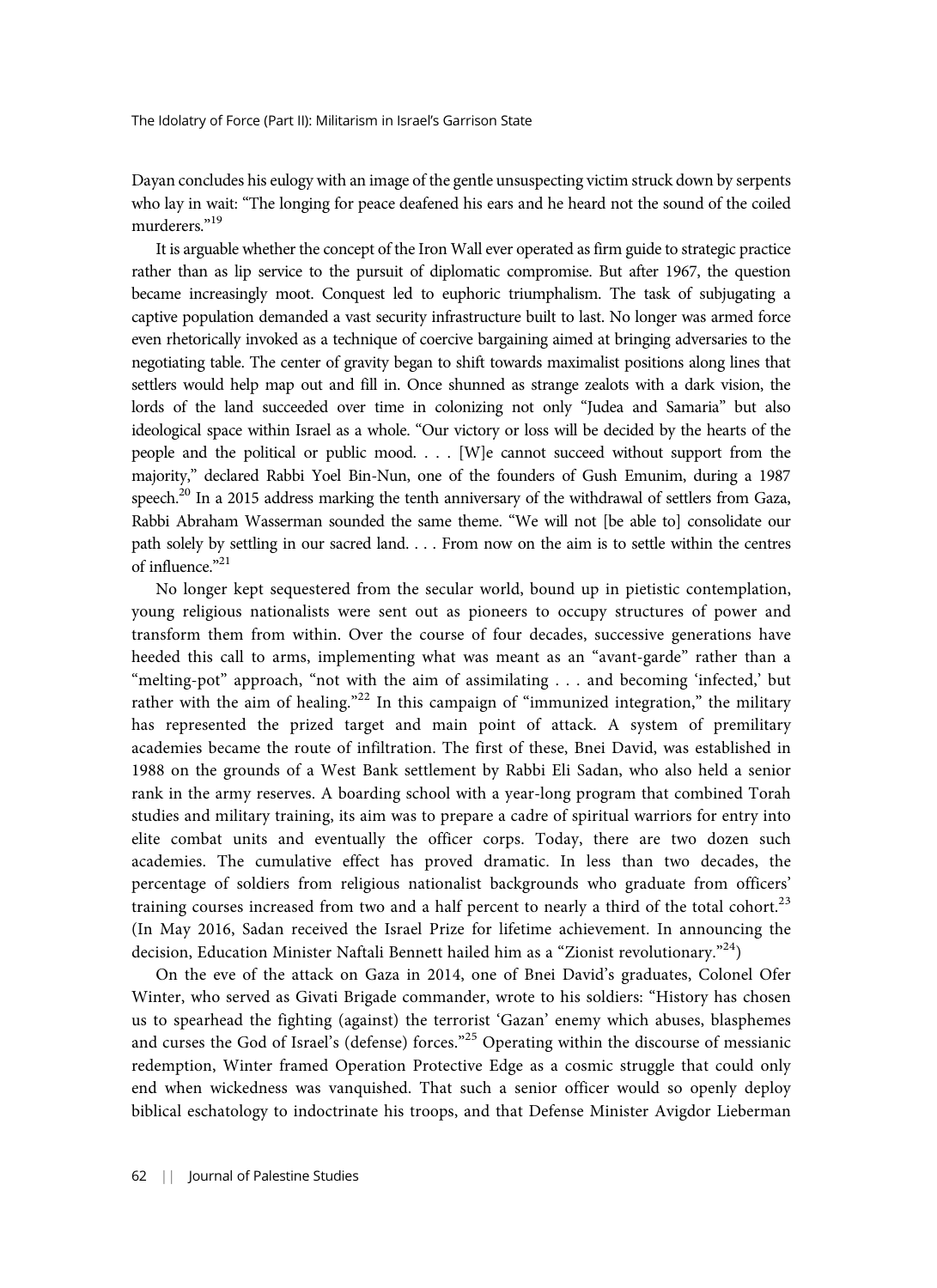Dayan concludes his eulogy with an image of the gentle unsuspecting victim struck down by serpents who lay in wait: "The longing for peace deafened his ears and he heard not the sound of the coiled murderers."[19]

It is arguable whether the concept of the Iron Wall ever operated as firm guide to strategic practice rather than as lip service to the pursuit of diplomatic compromise. But after 1967, the question became increasingly moot. Conquest led to euphoric triumphalism. The task of subjugating a captive population demanded a vast security infrastructure built to last. No longer was armed force even rhetorically invoked as a technique of coercive bargaining aimed at bringing adversaries to the negotiating table. The center of gravity began to shift towards maximalist positions along lines that settlers would help map out and fill in. Once shunned as strange zealots with a dark vision, the lords of the land succeeded over time in colonizing not only "Judea and Samaria" but also ideological space within Israel as a whole. "Our victory or loss will be decided by the hearts of the people and the political or public mood. . . . [W]e cannot succeed without support from the majority," declared Rabbi Yoel Bin-Nun, one of the founders of Gush Emunim, during a 1987 speech.[20] In a 2015 address marking the tenth anniversary of the withdrawal of settlers from Gaza, Rabbi Abraham Wasserman sounded the same theme. "We will not [be able to] consolidate our path solely by settling in our sacred land. . . . From now on the aim is to settle within the centres of influence."[21]

No longer kept sequestered from the secular world, bound up in pietistic contemplation, young religious nationalists were sent out as pioneers to occupy structures of power and transform them from within. Over the course of four decades, successive generations have heeded this call to arms, implementing what was meant as an "avant-garde" rather than a "melting-pot" approach, "not with the aim of assimilating . . . and becoming 'infected,' but rather with the aim of healing."[22] In this campaign of "immunized integration," the military has represented the prized target and main point of attack. A system of premilitary academies became the route of infiltration. The first of these, Bnei David, was established in 1988 on the grounds of a West Bank settlement by Rabbi Eli Sadan, who also held a senior rank in the army reserves. A boarding school with a year-long program that combined Torah studies and military training, its aim was to prepare a cadre of spiritual warriors for entry into elite combat units and eventually the officer corps. Today, there are two dozen such academies. The cumulative effect has proved dramatic. In less than two decades, the percentage of soldiers from religious nationalist backgrounds who graduate from officers' training courses increased from two and a half percent to nearly a third of the total cohort.[23] (In May 2016, Sadan received the Israel Prize for lifetime achievement. In announcing the decision, Education Minister Naftali Bennett hailed him as a "Zionist revolutionary."[24])

On the eve of the attack on Gaza in 2014, one of Bnei David's graduates, Colonel Ofer Winter, who served as Givati Brigade commander, wrote to his soldiers: "History has chosen us to spearhead the fighting (against) the terrorist 'Gazan' enemy which abuses, blasphemes and curses the God of Israel's (defense) forces."[25] Operating within the discourse of messianic redemption, Winter framed Operation Protective Edge as a cosmic struggle that could only end when wickedness was vanquished. That such a senior officer would so openly deploy biblical eschatology to indoctrinate his troops, and that Defense Minister Avigdor Lieberman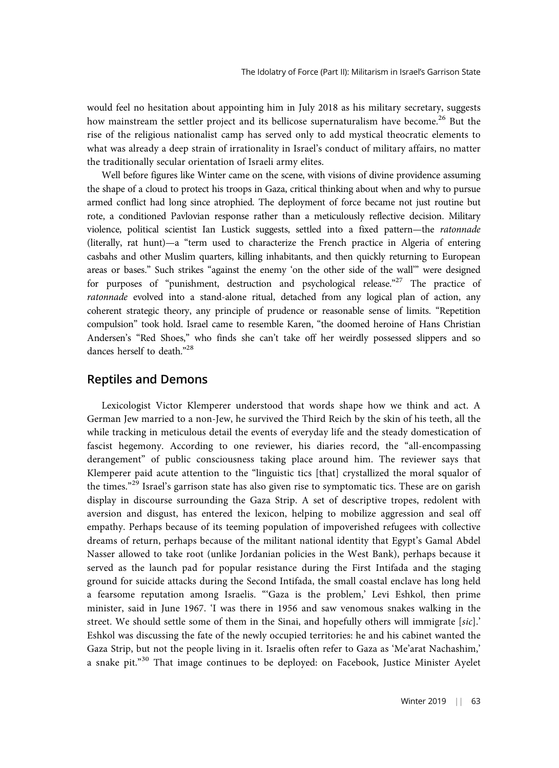would feel no hesitation about appointing him in July 2018 as his military secretary, suggests how mainstream the settler project and its bellicose supernaturalism have become.[26] But the rise of the religious nationalist camp has served only to add mystical theocratic elements to what was already a deep strain of irrationality in Israel's conduct of military affairs, no matter the traditionally secular orientation of Israeli army elites.

Well before figures like Winter came on the scene, with visions of divine providence assuming the shape of a cloud to protect his troops in Gaza, critical thinking about when and why to pursue armed conflict had long since atrophied. The deployment of force became not just routine but rote, a conditioned Pavlovian response rather than a meticulously reflective decision. Military violence, political scientist Ian Lustick suggests, settled into a fixed pattern—the *ratonnade* (literally, rat hunt)—a "term used to characterize the French practice in Algeria of entering casbahs and other Muslim quarters, killing inhabitants, and then quickly returning to European areas or bases." Such strikes "against the enemy 'on the other side of the wall'" were designed for purposes of "punishment, destruction and psychological release."[27] The practice of *ratonnade* evolved into a stand-alone ritual, detached from any logical plan of action, any coherent strategic theory, any principle of prudence or reasonable sense of limits. "Repetition compulsion" took hold. Israel came to resemble Karen, "the doomed heroine of Hans Christian Andersen's "Red Shoes," who finds she can't take off her weirdly possessed slippers and so dances herself to death."[28]

## Reptiles and Demons

Lexicologist Victor Klemperer understood that words shape how we think and act. A German Jew married to a non-Jew, he survived the Third Reich by the skin of his teeth, all the while tracking in meticulous detail the events of everyday life and the steady domestication of fascist hegemony. According to one reviewer, his diaries record, the "all-encompassing derangement" of public consciousness taking place around him. The reviewer says that Klemperer paid acute attention to the "linguistic tics [that] crystallized the moral squalor of the times."[29] Israel's garrison state has also given rise to symptomatic tics. These are on garish display in discourse surrounding the Gaza Strip. A set of descriptive tropes, redolent with aversion and disgust, has entered the lexicon, helping to mobilize aggression and seal off empathy. Perhaps because of its teeming population of impoverished refugees with collective dreams of return, perhaps because of the militant national identity that Egypt's Gamal Abdel Nasser allowed to take root (unlike Jordanian policies in the West Bank), perhaps because it served as the launch pad for popular resistance during the First Intifada and the staging ground for suicide attacks during the Second Intifada, the small coastal enclave has long held a fearsome reputation among Israelis. "'Gaza is the problem,' Levi Eshkol, then prime minister, said in June 1967. 'I was there in 1956 and saw venomous snakes walking in the street. We should settle some of them in the Sinai, and hopefully others will immigrate [*sic*].' Eshkol was discussing the fate of the newly occupied territories: he and his cabinet wanted the Gaza Strip, but not the people living in it. Israelis often refer to Gaza as 'Me'arat Nachashim,' a snake pit."[30] That image continues to be deployed: on Facebook, Justice Minister Ayelet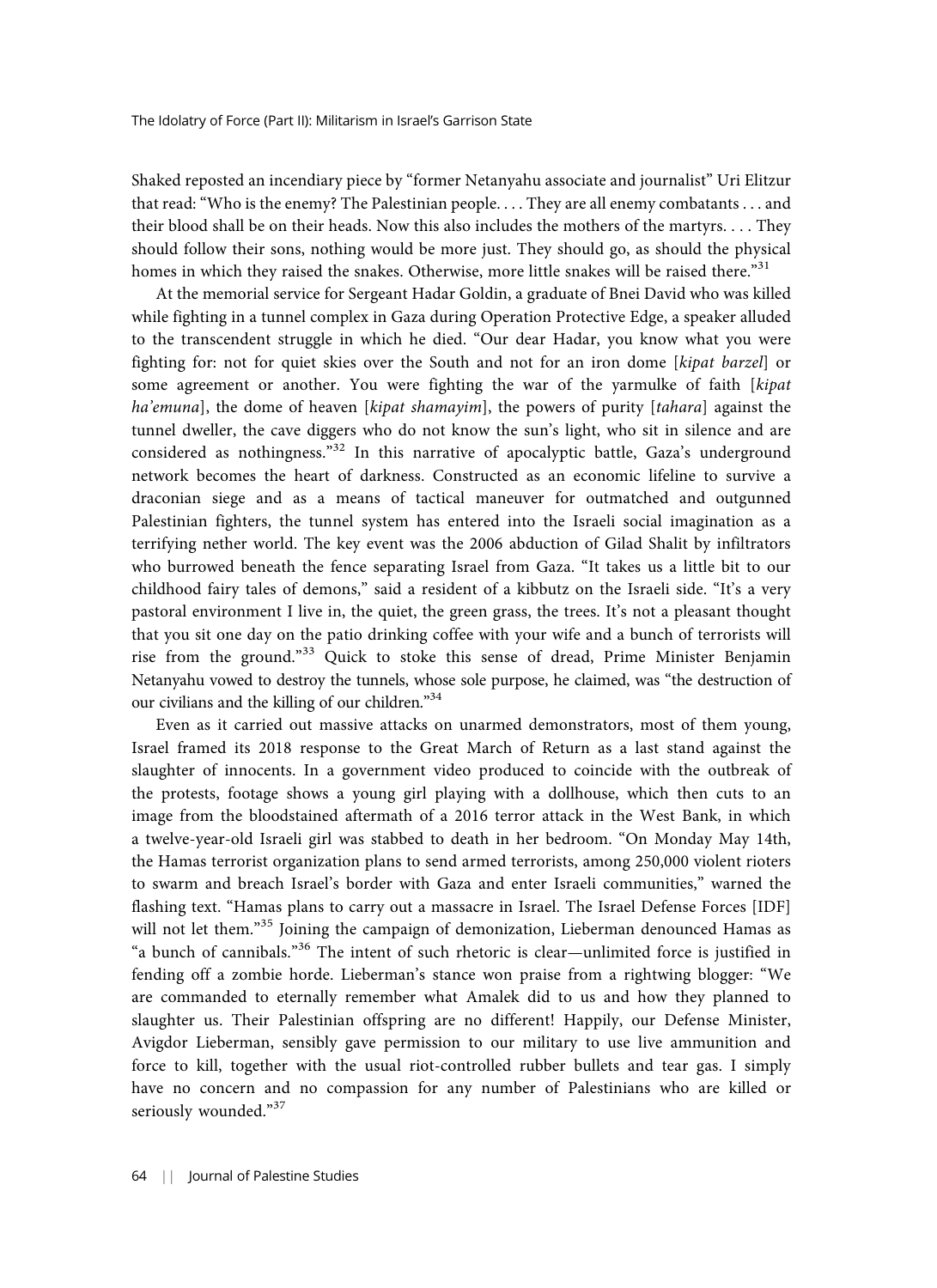Shaked reposted an incendiary piece by "former Netanyahu associate and journalist" Uri Elitzur that read: "Who is the enemy? The Palestinian people. . . . They are all enemy combatants . . . and their blood shall be on their heads. Now this also includes the mothers of the martyrs. . . . They should follow their sons, nothing would be more just. They should go, as should the physical homes in which they raised the snakes. Otherwise, more little snakes will be raised there."[31]

At the memorial service for Sergeant Hadar Goldin, a graduate of Bnei David who was killed while fighting in a tunnel complex in Gaza during Operation Protective Edge, a speaker alluded to the transcendent struggle in which he died. "Our dear Hadar, you know what you were fighting for: not for quiet skies over the South and not for an iron dome [*kipat barzel*] or some agreement or another. You were fighting the war of the yarmulke of faith [*kipat ha'emuna*], the dome of heaven [*kipat shamayim*], the powers of purity [*tahara*] against the tunnel dweller, the cave diggers who do not know the sun's light, who sit in silence and are considered as nothingness."[32] In this narrative of apocalyptic battle, Gaza's underground network becomes the heart of darkness. Constructed as an economic lifeline to survive a draconian siege and as a means of tactical maneuver for outmatched and outgunned Palestinian fighters, the tunnel system has entered into the Israeli social imagination as a terrifying nether world. The key event was the 2006 abduction of Gilad Shalit by infiltrators who burrowed beneath the fence separating Israel from Gaza. "It takes us a little bit to our childhood fairy tales of demons," said a resident of a kibbutz on the Israeli side. "It's a very pastoral environment I live in, the quiet, the green grass, the trees. It's not a pleasant thought that you sit one day on the patio drinking coffee with your wife and a bunch of terrorists will rise from the ground."[33] Quick to stoke this sense of dread, Prime Minister Benjamin Netanyahu vowed to destroy the tunnels, whose sole purpose, he claimed, was "the destruction of our civilians and the killing of our children."[34]

Even as it carried out massive attacks on unarmed demonstrators, most of them young, Israel framed its 2018 response to the Great March of Return as a last stand against the slaughter of innocents. In a government video produced to coincide with the outbreak of the protests, footage shows a young girl playing with a dollhouse, which then cuts to an image from the bloodstained aftermath of a 2016 terror attack in the West Bank, in which a twelve-year-old Israeli girl was stabbed to death in her bedroom. "On Monday May 14th, the Hamas terrorist organization plans to send armed terrorists, among 250,000 violent rioters to swarm and breach Israel's border with Gaza and enter Israeli communities," warned the flashing text. "Hamas plans to carry out a massacre in Israel. The Israel Defense Forces [IDF] will not let them."[35] Joining the campaign of demonization, Lieberman denounced Hamas as "a bunch of cannibals."[36] The intent of such rhetoric is clear—unlimited force is justified in fending off a zombie horde. Lieberman's stance won praise from a rightwing blogger: "We are commanded to eternally remember what Amalek did to us and how they planned to slaughter us. Their Palestinian offspring are no different! Happily, our Defense Minister, Avigdor Lieberman, sensibly gave permission to our military to use live ammunition and force to kill, together with the usual riot-controlled rubber bullets and tear gas. I simply have no concern and no compassion for any number of Palestinians who are killed or seriously wounded."[37]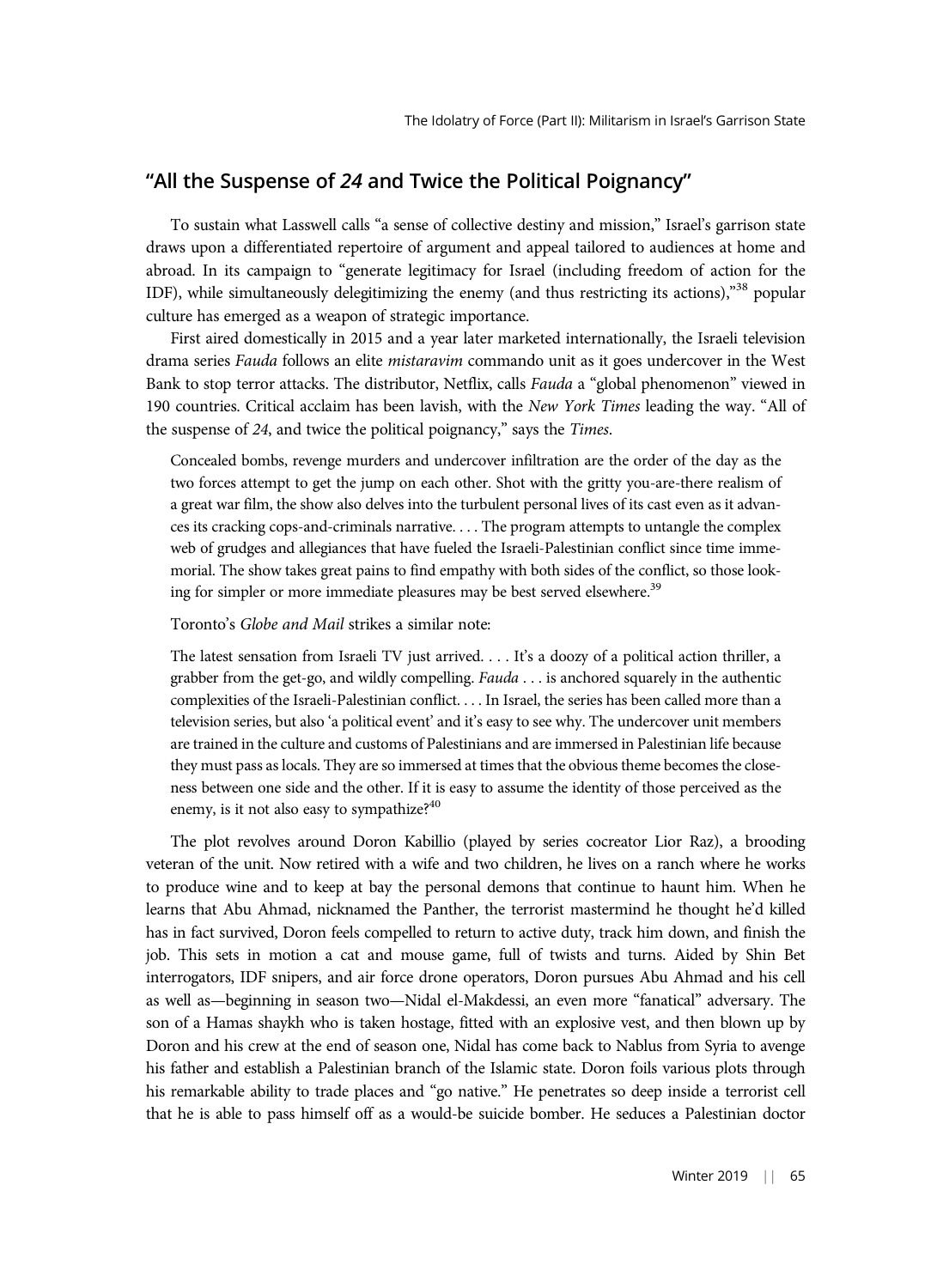## "All the Suspense of *24* and Twice the Political Poignancy"

To sustain what Lasswell calls "a sense of collective destiny and mission," Israel's garrison state draws upon a differentiated repertoire of argument and appeal tailored to audiences at home and abroad. In its campaign to "generate legitimacy for Israel (including freedom of action for the IDF), while simultaneously delegitimizing the enemy (and thus restricting its actions),"[38] popular culture has emerged as a weapon of strategic importance.

First aired domestically in 2015 and a year later marketed internationally, the Israeli television drama series *Fauda* follows an elite *mistaravim* commando unit as it goes undercover in the West Bank to stop terror attacks. The distributor, Netflix, calls *Fauda* a "global phenomenon" viewed in 190 countries. Critical acclaim has been lavish, with the *New York Times* leading the way. "All of the suspense of *24*, and twice the political poignancy," says the *Times*.

> Concealed bombs, revenge murders and undercover infiltration are the order of the day as the two forces attempt to get the jump on each other. Shot with the gritty you-are-there realism of a great war film, the show also delves into the turbulent personal lives of its cast even as it advances its cracking cops-and-criminals narrative. . . . The program attempts to untangle the complex web of grudges and allegiances that have fueled the Israeli-Palestinian conflict since time immemorial. The show takes great pains to find empathy with both sides of the conflict, so those looking for simpler or more immediate pleasures may be best served elsewhere.[39]

Toronto's *Globe and Mail* strikes a similar note:

> The latest sensation from Israeli TV just arrived. . . . It's a doozy of a political action thriller, a grabber from the get-go, and wildly compelling. *Fauda* . . . is anchored squarely in the authentic complexities of the Israeli-Palestinian conflict. . . . In Israel, the series has been called more than a television series, but also 'a political event' and it's easy to see why. The undercover unit members are trained in the culture and customs of Palestinians and are immersed in Palestinian life because they must pass as locals. They are so immersed at times that the obvious theme becomes the closeness between one side and the other. If it is easy to assume the identity of those perceived as the enemy, is it not also easy to sympathize?[40]

The plot revolves around Doron Kabillio (played by series cocreator Lior Raz), a brooding veteran of the unit. Now retired with a wife and two children, he lives on a ranch where he works to produce wine and to keep at bay the personal demons that continue to haunt him. When he learns that Abu Ahmad, nicknamed the Panther, the terrorist mastermind he thought he'd killed has in fact survived, Doron feels compelled to return to active duty, track him down, and finish the job. This sets in motion a cat and mouse game, full of twists and turns. Aided by Shin Bet interrogators, IDF snipers, and air force drone operators, Doron pursues Abu Ahmad and his cell as well as—beginning in season two—Nidal el-Makdessi, an even more "fanatical" adversary. The son of a Hamas shaykh who is taken hostage, fitted with an explosive vest, and then blown up by Doron and his crew at the end of season one, Nidal has come back to Nablus from Syria to avenge his father and establish a Palestinian branch of the Islamic state. Doron foils various plots through his remarkable ability to trade places and "go native." He penetrates so deep inside a terrorist cell that he is able to pass himself off as a would-be suicide bomber. He seduces a Palestinian doctor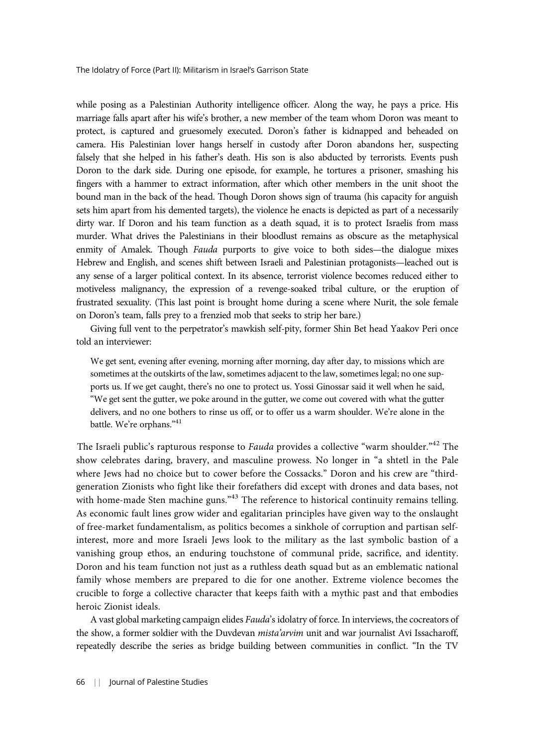while posing as a Palestinian Authority intelligence officer. Along the way, he pays a price. His marriage falls apart after his wife's brother, a new member of the team whom Doron was meant to protect, is captured and gruesomely executed. Doron's father is kidnapped and beheaded on camera. His Palestinian lover hangs herself in custody after Doron abandons her, suspecting falsely that she helped in his father's death. His son is also abducted by terrorists. Events push Doron to the dark side. During one episode, for example, he tortures a prisoner, smashing his fingers with a hammer to extract information, after which other members in the unit shoot the bound man in the back of the head. Though Doron shows sign of trauma (his capacity for anguish sets him apart from his demented targets), the violence he enacts is depicted as part of a necessarily dirty war. If Doron and his team function as a death squad, it is to protect Israelis from mass murder. What drives the Palestinians in their bloodlust remains as obscure as the metaphysical enmity of Amalek. Though *Fauda* purports to give voice to both sides—the dialogue mixes Hebrew and English, and scenes shift between Israeli and Palestinian protagonists—leached out is any sense of a larger political context. In its absence, terrorist violence becomes reduced either to motiveless malignancy, the expression of a revenge-soaked tribal culture, or the eruption of frustrated sexuality. (This last point is brought home during a scene where Nurit, the sole female on Doron's team, falls prey to a frenzied mob that seeks to strip her bare.)

Giving full vent to the perpetrator's mawkish self-pity, former Shin Bet head Yaakov Peri once told an interviewer:

> We get sent, evening after evening, morning after morning, day after day, to missions which are sometimes at the outskirts of the law, sometimes adjacent to the law, sometimes legal; no one supports us. If we get caught, there's no one to protect us. Yossi Ginossar said it well when he said, "We get sent the gutter, we poke around in the gutter, we come out covered with what the gutter delivers, and no one bothers to rinse us off, or to offer us a warm shoulder. We're alone in the battle. We're orphans."[41]

The Israeli public's rapturous response to *Fauda* provides a collective "warm shoulder."[42] The show celebrates daring, bravery, and masculine prowess. No longer in "a shtetl in the Pale where Jews had no choice but to cower before the Cossacks." Doron and his crew are "third-generation Zionists who fight like their forefathers did except with drones and data bases, not with home-made Sten machine guns."[43] The reference to historical continuity remains telling. As economic fault lines grow wider and egalitarian principles have given way to the onslaught of free-market fundamentalism, as politics becomes a sinkhole of corruption and partisan self-interest, more and more Israeli Jews look to the military as the last symbolic bastion of a vanishing group ethos, an enduring touchstone of communal pride, sacrifice, and identity. Doron and his team function not just as a ruthless death squad but as an emblematic national family whose members are prepared to die for one another. Extreme violence becomes the crucible to forge a collective character that keeps faith with a mythic past and that embodies heroic Zionist ideals.

A vast global marketing campaign elides *Fauda*'s idolatry of force. In interviews, the cocreators of the show, a former soldier with the Duvdevan *mista'arvim* unit and war journalist Avi Issacharoff, repeatedly describe the series as bridge building between communities in conflict. "In the TV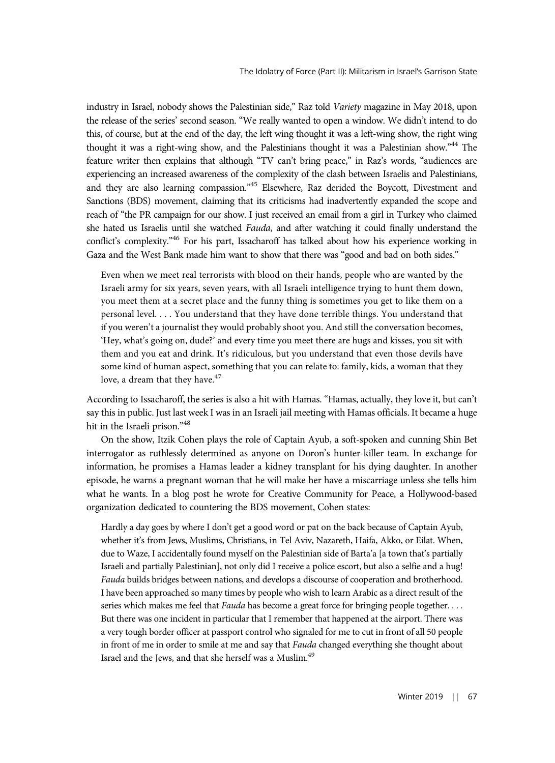industry in Israel, nobody shows the Palestinian side," Raz told *Variety* magazine in May 2018, upon the release of the series' second season. "We really wanted to open a window. We didn't intend to do this, of course, but at the end of the day, the left wing thought it was a left-wing show, the right wing thought it was a right-wing show, and the Palestinians thought it was a Palestinian show."[44] The feature writer then explains that although "TV can't bring peace," in Raz's words, "audiences are experiencing an increased awareness of the complexity of the clash between Israelis and Palestinians, and they are also learning compassion."[45] Elsewhere, Raz derided the Boycott, Divestment and Sanctions (BDS) movement, claiming that its criticisms had inadvertently expanded the scope and reach of "the PR campaign for our show. I just received an email from a girl in Turkey who claimed she hated us Israelis until she watched *Fauda*, and after watching it could finally understand the conflict's complexity."[46] For his part, Issacharoff has talked about how his experience working in Gaza and the West Bank made him want to show that there was "good and bad on both sides."

> Even when we meet real terrorists with blood on their hands, people who are wanted by the Israeli army for six years, seven years, with all Israeli intelligence trying to hunt them down, you meet them at a secret place and the funny thing is sometimes you get to like them on a personal level. . . . You understand that they have done terrible things. You understand that if you weren't a journalist they would probably shoot you. And still the conversation becomes, 'Hey, what's going on, dude?' and every time you meet there are hugs and kisses, you sit with them and you eat and drink. It's ridiculous, but you understand that even those devils have some kind of human aspect, something that you can relate to: family, kids, a woman that they love, a dream that they have.[47]

According to Issacharoff, the series is also a hit with Hamas. "Hamas, actually, they love it, but can't say this in public. Just last week I was in an Israeli jail meeting with Hamas officials. It became a huge hit in the Israeli prison."[48]

On the show, Itzik Cohen plays the role of Captain Ayub, a soft-spoken and cunning Shin Bet interrogator as ruthlessly determined as anyone on Doron's hunter-killer team. In exchange for information, he promises a Hamas leader a kidney transplant for his dying daughter. In another episode, he warns a pregnant woman that he will make her have a miscarriage unless she tells him what he wants. In a blog post he wrote for Creative Community for Peace, a Hollywood-based organization dedicated to countering the BDS movement, Cohen states:

> Hardly a day goes by where I don't get a good word or pat on the back because of Captain Ayub, whether it's from Jews, Muslims, Christians, in Tel Aviv, Nazareth, Haifa, Akko, or Eilat. When, due to Waze, I accidentally found myself on the Palestinian side of Barta'a [a town that's partially Israeli and partially Palestinian], not only did I receive a police escort, but also a selfie and a hug! *Fauda* builds bridges between nations, and develops a discourse of cooperation and brotherhood. I have been approached so many times by people who wish to learn Arabic as a direct result of the series which makes me feel that *Fauda* has become a great force for bringing people together. . . . But there was one incident in particular that I remember that happened at the airport. There was a very tough border officer at passport control who signaled for me to cut in front of all 50 people in front of me in order to smile at me and say that *Fauda* changed everything she thought about Israel and the Jews, and that she herself was a Muslim.[49]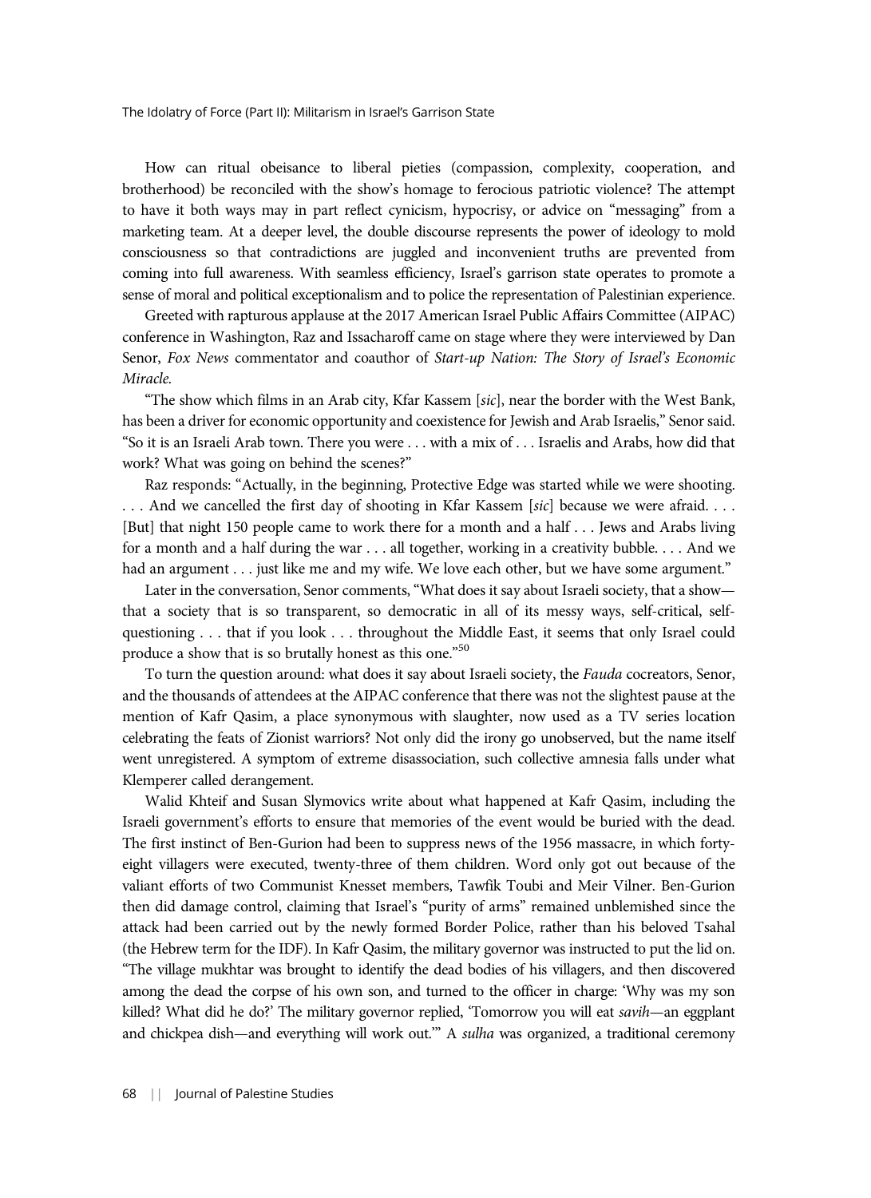How can ritual obeisance to liberal pieties (compassion, complexity, cooperation, and brotherhood) be reconciled with the show's homage to ferocious patriotic violence? The attempt to have it both ways may in part reflect cynicism, hypocrisy, or advice on "messaging" from a marketing team. At a deeper level, the double discourse represents the power of ideology to mold consciousness so that contradictions are juggled and inconvenient truths are prevented from coming into full awareness. With seamless efficiency, Israel's garrison state operates to promote a sense of moral and political exceptionalism and to police the representation of Palestinian experience.

Greeted with rapturous applause at the 2017 American Israel Public Affairs Committee (AIPAC) conference in Washington, Raz and Issacharoff came on stage where they were interviewed by Dan Senor, *Fox News* commentator and coauthor of *Start-up Nation: The Story of Israel's Economic Miracle*.

"The show which films in an Arab city, Kfar Kassem [*sic*], near the border with the West Bank, has been a driver for economic opportunity and coexistence for Jewish and Arab Israelis," Senor said. "So it is an Israeli Arab town. There you were . . . with a mix of . . . Israelis and Arabs, how did that work? What was going on behind the scenes?"

Raz responds: "Actually, in the beginning, Protective Edge was started while we were shooting. . . . And we cancelled the first day of shooting in Kfar Kassem [*sic*] because we were afraid. . . . [But] that night 150 people came to work there for a month and a half . . . Jews and Arabs living for a month and a half during the war . . . all together, working in a creativity bubble. . . . And we had an argument . . . just like me and my wife. We love each other, but we have some argument."

Later in the conversation, Senor comments, "What does it say about Israeli society, that a show—that a society that is so transparent, so democratic in all of its messy ways, self-critical, self-questioning . . . that if you look . . . throughout the Middle East, it seems that only Israel could produce a show that is so brutally honest as this one."[50]

To turn the question around: what does it say about Israeli society, the *Fauda* cocreators, Senor, and the thousands of attendees at the AIPAC conference that there was not the slightest pause at the mention of Kafr Qasim, a place synonymous with slaughter, now used as a TV series location celebrating the feats of Zionist warriors? Not only did the irony go unobserved, but the name itself went unregistered. A symptom of extreme disassociation, such collective amnesia falls under what Klemperer called derangement.

Walid Khteif and Susan Slymovics write about what happened at Kafr Qasim, including the Israeli government's efforts to ensure that memories of the event would be buried with the dead. The first instinct of Ben-Gurion had been to suppress news of the 1956 massacre, in which forty-eight villagers were executed, twenty-three of them children. Word only got out because of the valiant efforts of two Communist Knesset members, Tawfik Toubi and Meir Vilner. Ben-Gurion then did damage control, claiming that Israel's "purity of arms" remained unblemished since the attack had been carried out by the newly formed Border Police, rather than his beloved Tsahal (the Hebrew term for the IDF). In Kafr Qasim, the military governor was instructed to put the lid on. "The village mukhtar was brought to identify the dead bodies of his villagers, and then discovered among the dead the corpse of his own son, and turned to the officer in charge: 'Why was my son killed? What did he do?' The military governor replied, 'Tomorrow you will eat *savih*—an eggplant and chickpea dish—and everything will work out.'" A *sulha* was organized, a traditional ceremony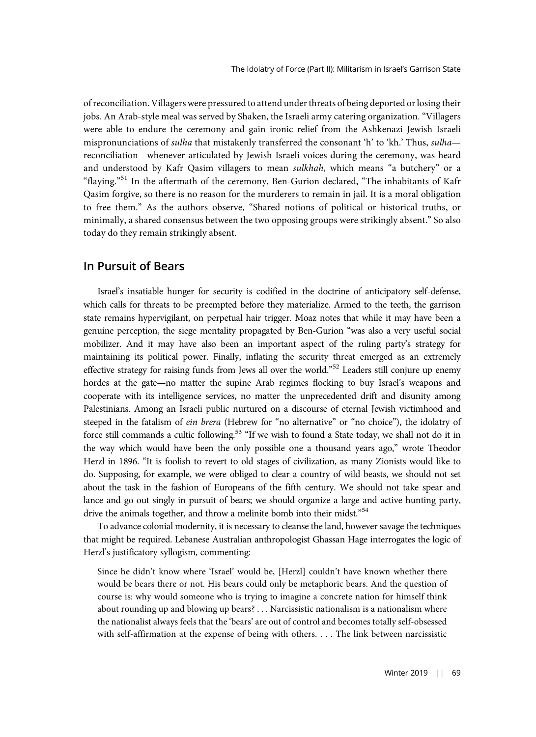of reconciliation. Villagers were pressured to attend under threats of being deported or losing their jobs. An Arab-style meal was served by Shaken, the Israeli army catering organization. "Villagers were able to endure the ceremony and gain ironic relief from the Ashkenazi Jewish Israeli mispronunciations of *sulha* that mistakenly transferred the consonant 'h' to 'kh.' Thus, *sulha*—reconciliation—whenever articulated by Jewish Israeli voices during the ceremony, was heard and understood by Kafr Qasim villagers to mean *sulkhah*, which means "a butchery" or a "flaying."[51] In the aftermath of the ceremony, Ben-Gurion declared, "The inhabitants of Kafr Qasim forgive, so there is no reason for the murderers to remain in jail. It is a moral obligation to free them." As the authors observe, "Shared notions of political or historical truths, or minimally, a shared consensus between the two opposing groups were strikingly absent." So also today do they remain strikingly absent.

## In Pursuit of Bears

Israel's insatiable hunger for security is codified in the doctrine of anticipatory self-defense, which calls for threats to be preempted before they materialize. Armed to the teeth, the garrison state remains hypervigilant, on perpetual hair trigger. Moaz notes that while it may have been a genuine perception, the siege mentality propagated by Ben-Gurion "was also a very useful social mobilizer. And it may have also been an important aspect of the ruling party's strategy for maintaining its political power. Finally, inflating the security threat emerged as an extremely effective strategy for raising funds from Jews all over the world."[52] Leaders still conjure up enemy hordes at the gate—no matter the supine Arab regimes flocking to buy Israel's weapons and cooperate with its intelligence services, no matter the unprecedented drift and disunity among Palestinians. Among an Israeli public nurtured on a discourse of eternal Jewish victimhood and steeped in the fatalism of *ein brera* (Hebrew for "no alternative" or "no choice"), the idolatry of force still commands a cultic following.[53] "If we wish to found a State today, we shall not do it in the way which would have been the only possible one a thousand years ago," wrote Theodor Herzl in 1896. "It is foolish to revert to old stages of civilization, as many Zionists would like to do. Supposing, for example, we were obliged to clear a country of wild beasts, we should not set about the task in the fashion of Europeans of the fifth century. We should not take spear and lance and go out singly in pursuit of bears; we should organize a large and active hunting party, drive the animals together, and throw a melinite bomb into their midst."[54]

To advance colonial modernity, it is necessary to cleanse the land, however savage the techniques that might be required. Lebanese Australian anthropologist Ghassan Hage interrogates the logic of Herzl's justificatory syllogism, commenting:

> Since he didn't know where 'Israel' would be, [Herzl] couldn't have known whether there would be bears there or not. His bears could only be metaphoric bears. And the question of course is: why would someone who is trying to imagine a concrete nation for himself think about rounding up and blowing up bears? . . . Narcissistic nationalism is a nationalism where the nationalist always feels that the 'bears' are out of control and becomes totally self-obsessed with self-affirmation at the expense of being with others. . . . The link between narcissistic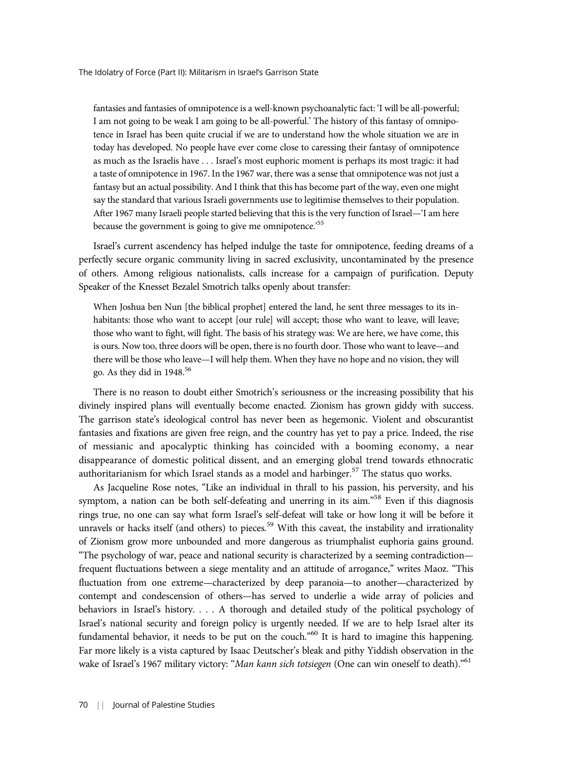> fantasies and fantasies of omnipotence is a well-known psychoanalytic fact: 'I will be all-powerful; I am not going to be weak I am going to be all-powerful.' The history of this fantasy of omnipotence in Israel has been quite crucial if we are to understand how the whole situation we are in today has developed. No people have ever come close to caressing their fantasy of omnipotence as much as the Israelis have . . . Israel's most euphoric moment is perhaps its most tragic: it had a taste of omnipotence in 1967. In the 1967 war, there was a sense that omnipotence was not just a fantasy but an actual possibility. And I think that this has become part of the way, even one might say the standard that various Israeli governments use to legitimise themselves to their population. After 1967 many Israeli people started believing that this is the very function of Israel—'I am here because the government is going to give me omnipotence.'[55]

Israel's current ascendency has helped indulge the taste for omnipotence, feeding dreams of a perfectly secure organic community living in sacred exclusivity, uncontaminated by the presence of others. Among religious nationalists, calls increase for a campaign of purification. Deputy Speaker of the Knesset Bezalel Smotrich talks openly about transfer:

> When Joshua ben Nun [the biblical prophet] entered the land, he sent three messages to its inhabitants: those who want to accept [our rule] will accept; those who want to leave, will leave; those who want to fight, will fight. The basis of his strategy was: We are here, we have come, this is ours. Now too, three doors will be open, there is no fourth door. Those who want to leave—and there will be those who leave—I will help them. When they have no hope and no vision, they will go. As they did in 1948.[56]

There is no reason to doubt either Smotrich's seriousness or the increasing possibility that his divinely inspired plans will eventually become enacted. Zionism has grown giddy with success. The garrison state's ideological control has never been as hegemonic. Violent and obscurantist fantasies and fixations are given free reign, and the country has yet to pay a price. Indeed, the rise of messianic and apocalyptic thinking has coincided with a booming economy, a near disappearance of domestic political dissent, and an emerging global trend towards ethnocratic authoritarianism for which Israel stands as a model and harbinger.[57] The status quo works.

As Jacqueline Rose notes, "Like an individual in thrall to his passion, his perversity, and his symptom, a nation can be both self-defeating and unerring in its aim."[58] Even if this diagnosis rings true, no one can say what form Israel's self-defeat will take or how long it will be before it unravels or hacks itself (and others) to pieces.[59] With this caveat, the instability and irrationality of Zionism grow more unbounded and more dangerous as triumphalist euphoria gains ground. "The psychology of war, peace and national security is characterized by a seeming contradiction—frequent fluctuations between a siege mentality and an attitude of arrogance," writes Maoz. "This fluctuation from one extreme—characterized by deep paranoia—to another—characterized by contempt and condescension of others—has served to underlie a wide array of policies and behaviors in Israel's history. . . . A thorough and detailed study of the political psychology of Israel's national security and foreign policy is urgently needed. If we are to help Israel alter its fundamental behavior, it needs to be put on the couch."[60] It is hard to imagine this happening. Far more likely is a vista captured by Isaac Deutscher's bleak and pithy Yiddish observation in the wake of Israel's 1967 military victory: "*Man kann sich totsiegen* (One can win oneself to death)."[61]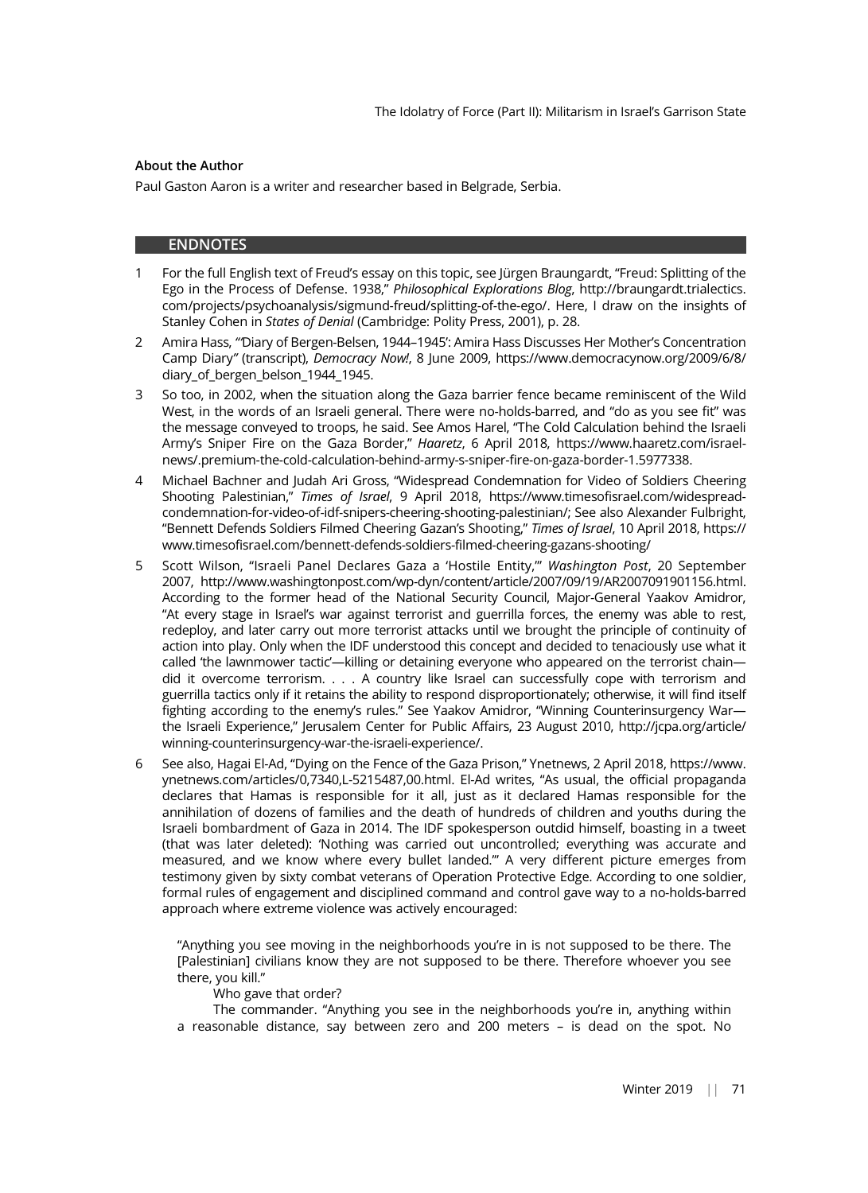**About the Author**

Paul Gaston Aaron is a writer and researcher based in Belgrade, Serbia.

## ENDNOTES

1. For the full English text of Freud's essay on this topic, see Jürgen Braungardt, "Freud: Splitting of the Ego in the Process of Defense. 1938," *Philosophical Explorations Blog*, http://braungardt.trialectics.com/projects/psychoanalysis/sigmund-freud/splitting-of-the-ego/. Here, I draw on the insights of Stanley Cohen in *States of Denial* (Cambridge: Polity Press, 2001), p. 28.

2. Amira Hass, "'Diary of Bergen-Belsen, 1944–1945': Amira Hass Discusses Her Mother's Concentration Camp Diary" (transcript), *Democracy Now!*, 8 June 2009, https://www.democracynow.org/2009/6/8/diary_of_bergen_belson_1944_1945.

3. So too, in 2002, when the situation along the Gaza barrier fence became reminiscent of the Wild West, in the words of an Israeli general. There were no-holds-barred, and "do as you see fit" was the message conveyed to troops, he said. See Amos Harel, "The Cold Calculation behind the Israeli Army's Sniper Fire on the Gaza Border," *Haaretz*, 6 April 2018, https://www.haaretz.com/israel-news/.premium-the-cold-calculation-behind-army-s-sniper-fire-on-gaza-border-1.5977338.

4. Michael Bachner and Judah Ari Gross, "Widespread Condemnation for Video of Soldiers Cheering Shooting Palestinian," *Times of Israel*, 9 April 2018, https://www.timesofisrael.com/widespread-condemnation-for-video-of-idf-snipers-cheering-shooting-palestinian/; See also Alexander Fulbright, "Bennett Defends Soldiers Filmed Cheering Gazan's Shooting," *Times of Israel*, 10 April 2018, https://www.timesofisrael.com/bennett-defends-soldiers-filmed-cheering-gazans-shooting/

5. Scott Wilson, "Israeli Panel Declares Gaza a 'Hostile Entity,'" *Washington Post*, 20 September 2007, http://www.washingtonpost.com/wp-dyn/content/article/2007/09/19/AR2007091901156.html. According to the former head of the National Security Council, Major-General Yaakov Amidror, "At every stage in Israel's war against terrorist and guerrilla forces, the enemy was able to rest, redeploy, and later carry out more terrorist attacks until we brought the principle of continuity of action into play. Only when the IDF understood this concept and decided to tenaciously use what it called 'the lawnmower tactic'—killing or detaining everyone who appeared on the terrorist chain—did it overcome terrorism. . . . A country like Israel can successfully cope with terrorism and guerrilla tactics only if it retains the ability to respond disproportionately; otherwise, it will find itself fighting according to the enemy's rules." See Yaakov Amidror, "Winning Counterinsurgency War—the Israeli Experience," Jerusalem Center for Public Affairs, 23 August 2010, http://jcpa.org/article/winning-counterinsurgency-war-the-israeli-experience/.

6. See also, Hagai El-Ad, "Dying on the Fence of the Gaza Prison," Ynetnews, 2 April 2018, https://www.ynetnews.com/articles/0,7340,L-5215487,00.html. El-Ad writes, "As usual, the official propaganda declares that Hamas is responsible for it all, just as it declared Hamas responsible for the annihilation of dozens of families and the death of hundreds of children and youths during the Israeli bombardment of Gaza in 2014. The IDF spokesperson outdid himself, boasting in a tweet (that was later deleted): 'Nothing was carried out uncontrolled; everything was accurate and measured, and we know where every bullet landed.'" A very different picture emerges from testimony given by sixty combat veterans of Operation Protective Edge. According to one soldier, formal rules of engagement and disciplined command and control gave way to a no-holds-barred approach where extreme violence was actively encouraged:

   > "Anything you see moving in the neighborhoods you're in is not supposed to be there. The [Palestinian] civilians know they are not supposed to be there. Therefore whoever you see there, you kill."
   >
   > Who gave that order?
   >
   > The commander. "Anything you see in the neighborhoods you're in, anything within a reasonable distance, say between zero and 200 meters – is dead on the spot. No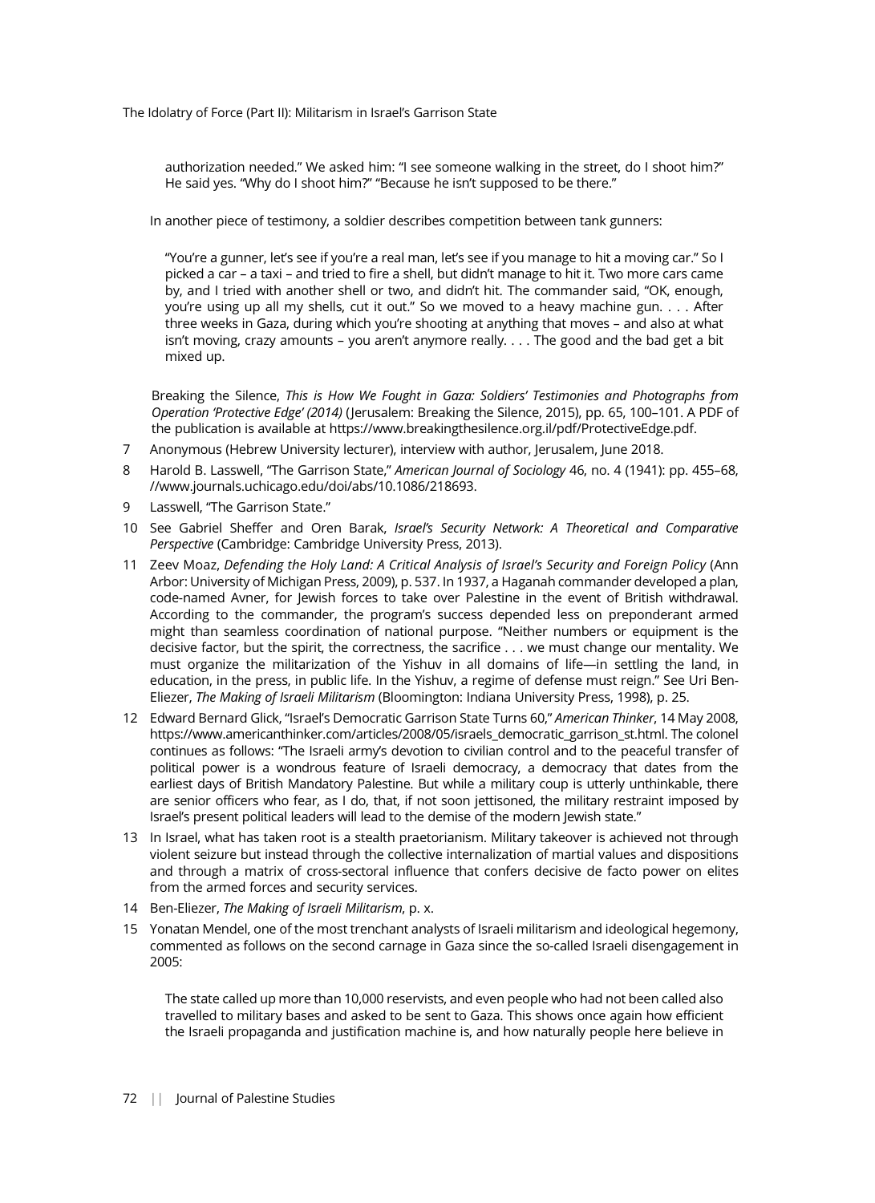> authorization needed." We asked him: "I see someone walking in the street, do I shoot him?" He said yes. "Why do I shoot him?" "Because he isn't supposed to be there."

In another piece of testimony, a soldier describes competition between tank gunners:

> "You're a gunner, let's see if you're a real man, let's see if you manage to hit a moving car." So I picked a car – a taxi – and tried to fire a shell, but didn't manage to hit it. Two more cars came by, and I tried with another shell or two, and didn't hit. The commander said, "OK, enough, you're using up all my shells, cut it out." So we moved to a heavy machine gun. . . . After three weeks in Gaza, during which you're shooting at anything that moves – and also at what isn't moving, crazy amounts – you aren't anymore really. . . . The good and the bad get a bit mixed up.

Breaking the Silence, *This is How We Fought in Gaza: Soldiers' Testimonies and Photographs from Operation 'Protective Edge' (2014)* (Jerusalem: Breaking the Silence, 2015), pp. 65, 100–101. A PDF of the publication is available at https://www.breakingthesilence.org.il/pdf/ProtectiveEdge.pdf.

7. Anonymous (Hebrew University lecturer), interview with author, Jerusalem, June 2018.
8. Harold B. Lasswell, "The Garrison State," *American Journal of Sociology* 46, no. 4 (1941): pp. 455–68, //www.journals.uchicago.edu/doi/abs/10.1086/218693.
9. Lasswell, "The Garrison State."
10. See Gabriel Sheffer and Oren Barak, *Israel's Security Network: A Theoretical and Comparative Perspective* (Cambridge: Cambridge University Press, 2013).
11. Zeev Moaz, *Defending the Holy Land: A Critical Analysis of Israel's Security and Foreign Policy* (Ann Arbor: University of Michigan Press, 2009), p. 537. In 1937, a Haganah commander developed a plan, code-named Avner, for Jewish forces to take over Palestine in the event of British withdrawal. According to the commander, the program's success depended less on preponderant armed might than seamless coordination of national purpose. "Neither numbers or equipment is the decisive factor, but the spirit, the correctness, the sacrifice . . . we must change our mentality. We must organize the militarization of the Yishuv in all domains of life—in settling the land, in education, in the press, in public life. In the Yishuv, a regime of defense must reign." See Uri Ben-Eliezer, *The Making of Israeli Militarism* (Bloomington: Indiana University Press, 1998), p. 25.
12. Edward Bernard Glick, "Israel's Democratic Garrison State Turns 60," *American Thinker*, 14 May 2008, https://www.americanthinker.com/articles/2008/05/israels_democratic_garrison_st.html. The colonel continues as follows: "The Israeli army's devotion to civilian control and to the peaceful transfer of political power is a wondrous feature of Israeli democracy, a democracy that dates from the earliest days of British Mandatory Palestine. But while a military coup is utterly unthinkable, there are senior officers who fear, as I do, that, if not soon jettisoned, the military restraint imposed by Israel's present political leaders will lead to the demise of the modern Jewish state."
13. In Israel, what has taken root is a stealth praetorianism. Military takeover is achieved not through violent seizure but instead through the collective internalization of martial values and dispositions and through a matrix of cross-sectoral influence that confers decisive de facto power on elites from the armed forces and security services.
14. Ben-Eliezer, *The Making of Israeli Militarism*, p. x.
15. Yonatan Mendel, one of the most trenchant analysts of Israeli militarism and ideological hegemony, commented as follows on the second carnage in Gaza since the so-called Israeli disengagement in 2005:

> The state called up more than 10,000 reservists, and even people who had not been called also travelled to military bases and asked to be sent to Gaza. This shows once again how efficient the Israeli propaganda and justification machine is, and how naturally people here believe in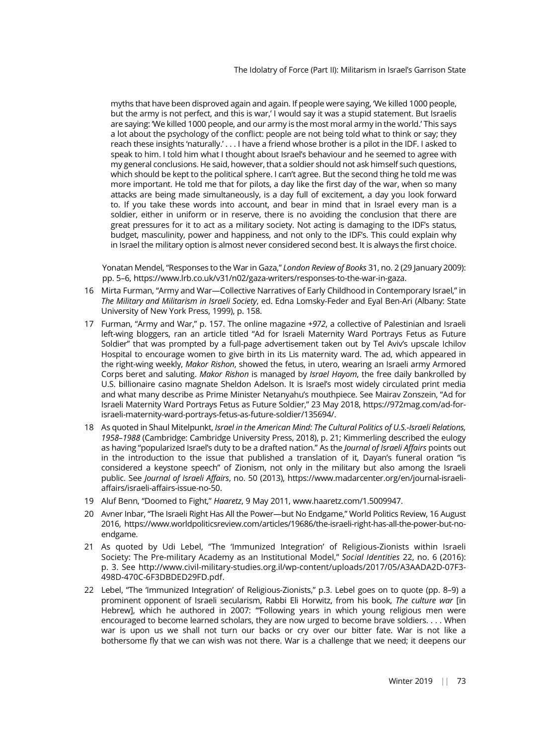myths that have been disproved again and again. If people were saying, 'We killed 1000 people, but the army is not perfect, and this is war,' I would say it was a stupid statement. But Israelis are saying: 'We killed 1000 people, and our army is the most moral army in the world.' This says a lot about the psychology of the conflict: people are not being told what to think or say; they reach these insights 'naturally.' . . . I have a friend whose brother is a pilot in the IDF. I asked to speak to him. I told him what I thought about Israel's behaviour and he seemed to agree with my general conclusions. He said, however, that a soldier should not ask himself such questions, which should be kept to the political sphere. I can't agree. But the second thing he told me was more important. He told me that for pilots, a day like the first day of the war, when so many attacks are being made simultaneously, is a day full of excitement, a day you look forward to. If you take these words into account, and bear in mind that in Israel every man is a soldier, either in uniform or in reserve, there is no avoiding the conclusion that there are great pressures for it to act as a military society. Not acting is damaging to the IDF's status, budget, masculinity, power and happiness, and not only to the IDF's. This could explain why in Israel the military option is almost never considered second best. It is always the first choice.

Yonatan Mendel, "Responses to the War in Gaza," *London Review of Books* 31, no. 2 (29 January 2009): pp. 5–6, https://www.lrb.co.uk/v31/n02/gaza-writers/responses-to-the-war-in-gaza.

16 Mirta Furman, "Army and War—Collective Narratives of Early Childhood in Contemporary Israel," in *The Military and Militarism in Israeli Society*, ed. Edna Lomsky-Feder and Eyal Ben-Ari (Albany: State University of New York Press, 1999), p. 158.

17 Furman, "Army and War," p. 157. The online magazine *+972*, a collective of Palestinian and Israeli left-wing bloggers, ran an article titled "Ad for Israeli Maternity Ward Portrays Fetus as Future Soldier" that was prompted by a full-page advertisement taken out by Tel Aviv's upscale Ichilov Hospital to encourage women to give birth in its Lis maternity ward. The ad, which appeared in the right-wing weekly, *Makor Rishon*, showed the fetus, in utero, wearing an Israeli army Armored Corps beret and saluting. *Makor Rishon* is managed by *Israel Hayom*, the free daily bankrolled by U.S. billionaire casino magnate Sheldon Adelson. It is Israel's most widely circulated print media and what many describe as Prime Minister Netanyahu's mouthpiece. See Mairav Zonszein, "Ad for Israeli Maternity Ward Portrays Fetus as Future Soldier," 23 May 2018, https://972mag.com/ad-for-israeli-maternity-ward-portrays-fetus-as-future-soldier/135694/.

18 As quoted in Shaul Mitelpunkt, *Israel in the American Mind: The Cultural Politics of U.S.-Israeli Relations, 1958–1988* (Cambridge: Cambridge University Press, 2018), p. 21; Kimmerling described the eulogy as having "popularized Israel's duty to be a drafted nation." As the *Journal of Israeli Affairs* points out in the introduction to the issue that published a translation of it, Dayan's funeral oration "is considered a keystone speech" of Zionism, not only in the military but also among the Israeli public. See *Journal of Israeli Affairs*, no. 50 (2013), https://www.madarcenter.org/en/journal-israeli-affairs/israeli-affairs-issue-no-50.

19 Aluf Benn, "Doomed to Fight," *Haaretz*, 9 May 2011, www.haaretz.com/1.5009947.

20 Avner Inbar, "The Israeli Right Has All the Power—but No Endgame," World Politics Review, 16 August 2016, https://www.worldpoliticsreview.com/articles/19686/the-israeli-right-has-all-the-power-but-no-endgame.

21 As quoted by Udi Lebel, "The 'Immunized Integration' of Religious-Zionists within Israeli Society: The Pre-military Academy as an Institutional Model," *Social Identities* 22, no. 6 (2016): p. 3. See http://www.civil-military-studies.org.il/wp-content/uploads/2017/05/A3AADA2D-07F3-498D-470C-6F3DBDED29FD.pdf.

22 Lebel, "The 'Immunized Integration' of Religious-Zionists," p.3. Lebel goes on to quote (pp. 8–9) a prominent opponent of Israeli secularism, Rabbi Eli Horwitz, from his book, *The culture war* [in Hebrew], which he authored in 2007: '"Following years in which young religious men were encouraged to become learned scholars, they are now urged to become brave soldiers. . . . When war is upon us we shall not turn our backs or cry over our bitter fate. War is not like a bothersome fly that we can wish was not there. War is a challenge that we need; it deepens our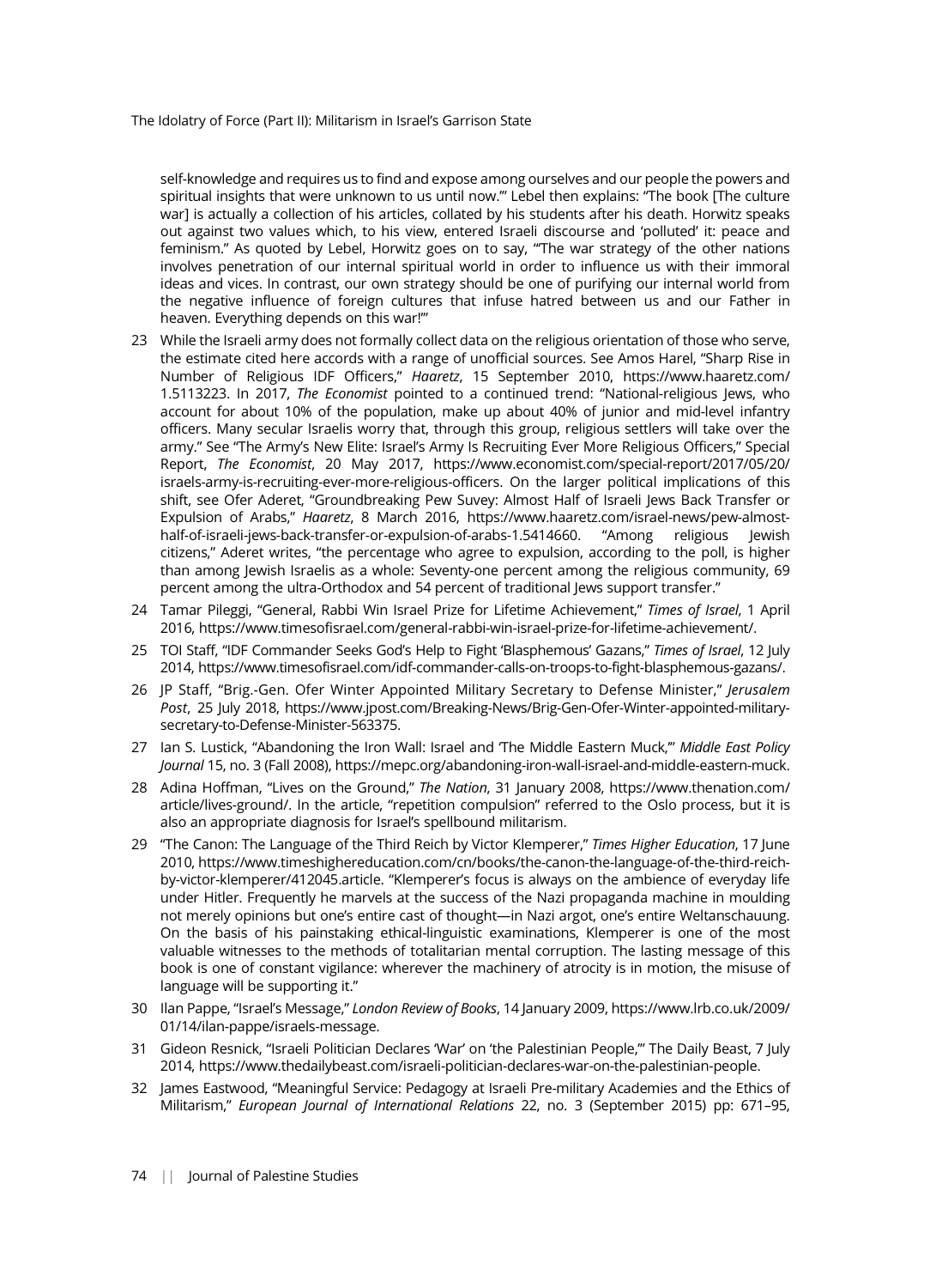self-knowledge and requires us to find and expose among ourselves and our people the powers and spiritual insights that were unknown to us until now.'" Lebel then explains: "The book [The culture war] is actually a collection of his articles, collated by his students after his death. Horwitz speaks out against two values which, to his view, entered Israeli discourse and 'polluted' it: peace and feminism." As quoted by Lebel, Horwitz goes on to say, "'The war strategy of the other nations involves penetration of our internal spiritual world in order to influence us with their immoral ideas and vices. In contrast, our own strategy should be one of purifying our internal world from the negative influence of foreign cultures that infuse hatred between us and our Father in heaven. Everything depends on this war!'"

23 While the Israeli army does not formally collect data on the religious orientation of those who serve, the estimate cited here accords with a range of unofficial sources. See Amos Harel, "Sharp Rise in Number of Religious IDF Officers," *Haaretz*, 15 September 2010, https://www.haaretz.com/1.5113223. In 2017, *The Economist* pointed to a continued trend: "National-religious Jews, who account for about 10% of the population, make up about 40% of junior and mid-level infantry officers. Many secular Israelis worry that, through this group, religious settlers will take over the army." See "The Army's New Elite: Israel's Army Is Recruiting Ever More Religious Officers," Special Report, *The Economist*, 20 May 2017, https://www.economist.com/special-report/2017/05/20/israels-army-is-recruiting-ever-more-religious-officers. On the larger political implications of this shift, see Ofer Aderet, "Groundbreaking Pew Suvey: Almost Half of Israeli Jews Back Transfer or Expulsion of Arabs," *Haaretz*, 8 March 2016, https://www.haaretz.com/israel-news/pew-almost-half-of-israeli-jews-back-transfer-or-expulsion-of-arabs-1.5414660. "Among religious Jewish citizens," Aderet writes, "the percentage who agree to expulsion, according to the poll, is higher than among Jewish Israelis as a whole: Seventy-one percent among the religious community, 69 percent among the ultra-Orthodox and 54 percent of traditional Jews support transfer."

24 Tamar Pileggi, "General, Rabbi Win Israel Prize for Lifetime Achievement," *Times of Israel*, 1 April 2016, https://www.timesofisrael.com/general-rabbi-win-israel-prize-for-lifetime-achievement/.

25 TOI Staff, "IDF Commander Seeks God's Help to Fight 'Blasphemous' Gazans," *Times of Israel*, 12 July 2014, https://www.timesofisrael.com/idf-commander-calls-on-troops-to-fight-blasphemous-gazans/.

26 JP Staff, "Brig.-Gen. Ofer Winter Appointed Military Secretary to Defense Minister," *Jerusalem Post*, 25 July 2018, https://www.jpost.com/Breaking-News/Brig-Gen-Ofer-Winter-appointed-military-secretary-to-Defense-Minister-563375.

27 Ian S. Lustick, "Abandoning the Iron Wall: Israel and 'The Middle Eastern Muck,'" *Middle East Policy Journal* 15, no. 3 (Fall 2008), https://mepc.org/abandoning-iron-wall-israel-and-middle-eastern-muck.

28 Adina Hoffman, "Lives on the Ground," *The Nation*, 31 January 2008, https://www.thenation.com/article/lives-ground/. In the article, "repetition compulsion" referred to the Oslo process, but it is also an appropriate diagnosis for Israel's spellbound militarism.

29 "The Canon: The Language of the Third Reich by Victor Klemperer," *Times Higher Education*, 17 June 2010, https://www.timeshighereducation.com/cn/books/the-canon-the-language-of-the-third-reich-by-victor-klemperer/412045.article. "Klemperer's focus is always on the ambience of everyday life under Hitler. Frequently he marvels at the success of the Nazi propaganda machine in moulding not merely opinions but one's entire cast of thought—in Nazi argot, one's entire Weltanschauung. On the basis of his painstaking ethical-linguistic examinations, Klemperer is one of the most valuable witnesses to the methods of totalitarian mental corruption. The lasting message of this book is one of constant vigilance: wherever the machinery of atrocity is in motion, the misuse of language will be supporting it."

30 Ilan Pappe, "Israel's Message," *London Review of Books*, 14 January 2009, https://www.lrb.co.uk/2009/01/14/ilan-pappe/israels-message.

31 Gideon Resnick, "Israeli Politician Declares 'War' on 'the Palestinian People,'" The Daily Beast, 7 July 2014, https://www.thedailybeast.com/israeli-politician-declares-war-on-the-palestinian-people.

32 James Eastwood, "Meaningful Service: Pedagogy at Israeli Pre-military Academies and the Ethics of Militarism," *European Journal of International Relations* 22, no. 3 (September 2015) pp: 671–95,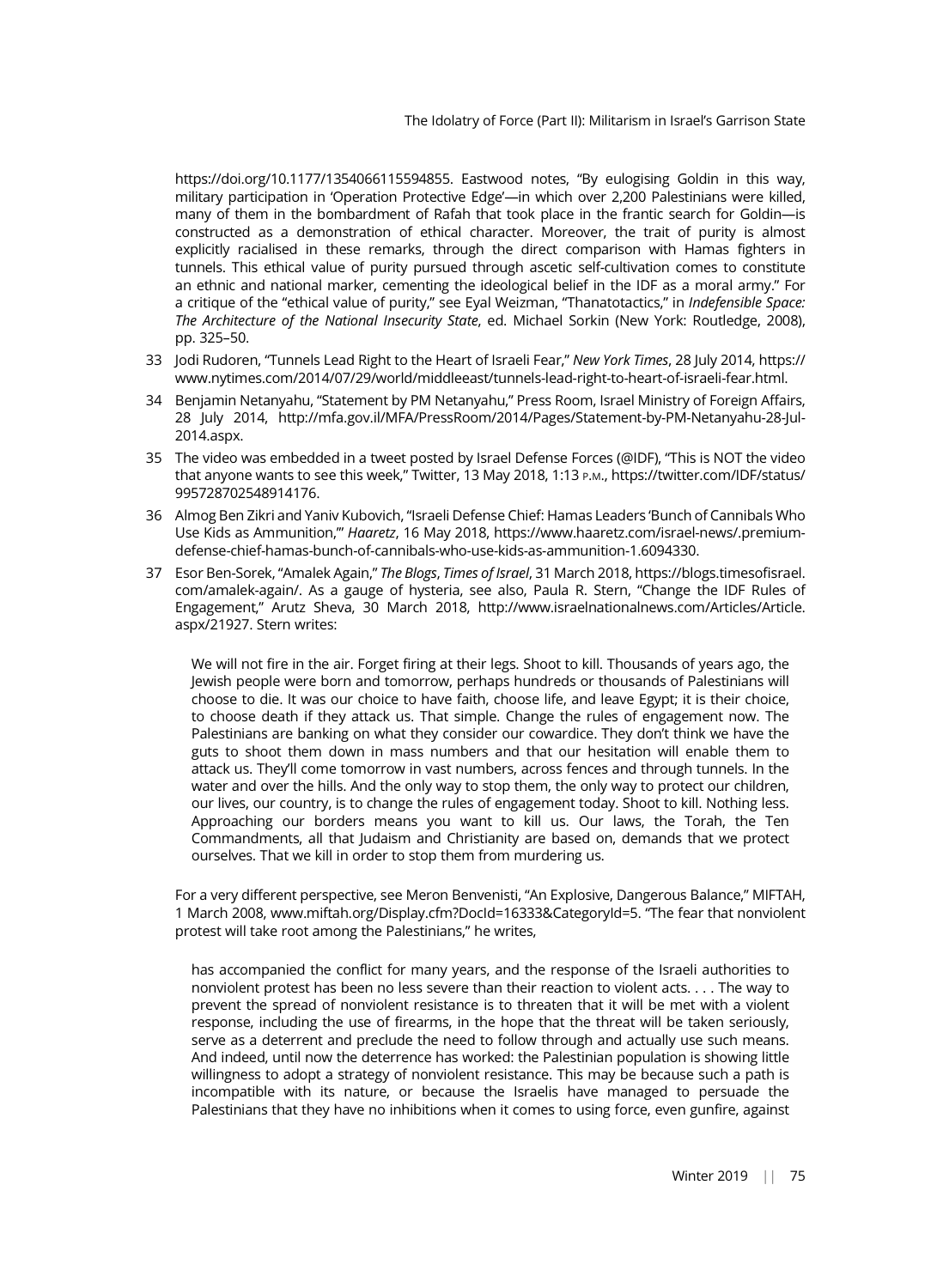https://doi.org/10.1177/1354066115594855. Eastwood notes, "By eulogising Goldin in this way, military participation in 'Operation Protective Edge'—in which over 2,200 Palestinians were killed, many of them in the bombardment of Rafah that took place in the frantic search for Goldin—is constructed as a demonstration of ethical character. Moreover, the trait of purity is almost explicitly racialised in these remarks, through the direct comparison with Hamas fighters in tunnels. This ethical value of purity pursued through ascetic self-cultivation comes to constitute an ethnic and national marker, cementing the ideological belief in the IDF as a moral army." For a critique of the "ethical value of purity," see Eyal Weizman, "Thanatotactics," in *Indefensible Space: The Architecture of the National Insecurity State*, ed. Michael Sorkin (New York: Routledge, 2008), pp. 325–50.

33 Jodi Rudoren, "Tunnels Lead Right to the Heart of Israeli Fear," *New York Times*, 28 July 2014, https://www.nytimes.com/2014/07/29/world/middleeast/tunnels-lead-right-to-heart-of-israeli-fear.html.

34 Benjamin Netanyahu, "Statement by PM Netanyahu," Press Room, Israel Ministry of Foreign Affairs, 28 July 2014, http://mfa.gov.il/MFA/PressRoom/2014/Pages/Statement-by-PM-Netanyahu-28-Jul-2014.aspx.

35 The video was embedded in a tweet posted by Israel Defense Forces (@IDF), "This is NOT the video that anyone wants to see this week," Twitter, 13 May 2018, 1:13 P.M., https://twitter.com/IDF/status/995728702548914176.

36 Almog Ben Zikri and Yaniv Kubovich, "Israeli Defense Chief: Hamas Leaders 'Bunch of Cannibals Who Use Kids as Ammunition,'" *Haaretz*, 16 May 2018, https://www.haaretz.com/israel-news/.premium-defense-chief-hamas-bunch-of-cannibals-who-use-kids-as-ammunition-1.6094330.

37 Esor Ben-Sorek, "Amalek Again," *The Blogs*, *Times of Israel*, 31 March 2018, https://blogs.timesofisrael.com/amalek-again/. As a gauge of hysteria, see also, Paula R. Stern, "Change the IDF Rules of Engagement," Arutz Sheva, 30 March 2018, http://www.israelnationalnews.com/Articles/Article.aspx/21927. Stern writes:

> We will not fire in the air. Forget firing at their legs. Shoot to kill. Thousands of years ago, the Jewish people were born and tomorrow, perhaps hundreds or thousands of Palestinians will choose to die. It was our choice to have faith, choose life, and leave Egypt; it is their choice, to choose death if they attack us. That simple. Change the rules of engagement now. The Palestinians are banking on what they consider our cowardice. They don't think we have the guts to shoot them down in mass numbers and that our hesitation will enable them to attack us. They'll come tomorrow in vast numbers, across fences and through tunnels. In the water and over the hills. And the only way to stop them, the only way to protect our children, our lives, our country, is to change the rules of engagement today. Shoot to kill. Nothing less. Approaching our borders means you want to kill us. Our laws, the Torah, the Ten Commandments, all that Judaism and Christianity are based on, demands that we protect ourselves. That we kill in order to stop them from murdering us.

For a very different perspective, see Meron Benvenisti, "An Explosive, Dangerous Balance," MIFTAH, 1 March 2008, www.miftah.org/Display.cfm?DocId=16333&CategoryId=5. "The fear that nonviolent protest will take root among the Palestinians," he writes,

> has accompanied the conflict for many years, and the response of the Israeli authorities to nonviolent protest has been no less severe than their reaction to violent acts. . . . The way to prevent the spread of nonviolent resistance is to threaten that it will be met with a violent response, including the use of firearms, in the hope that the threat will be taken seriously, serve as a deterrent and preclude the need to follow through and actually use such means. And indeed, until now the deterrence has worked: the Palestinian population is showing little willingness to adopt a strategy of nonviolent resistance. This may be because such a path is incompatible with its nature, or because the Israelis have managed to persuade the Palestinians that they have no inhibitions when it comes to using force, even gunfire, against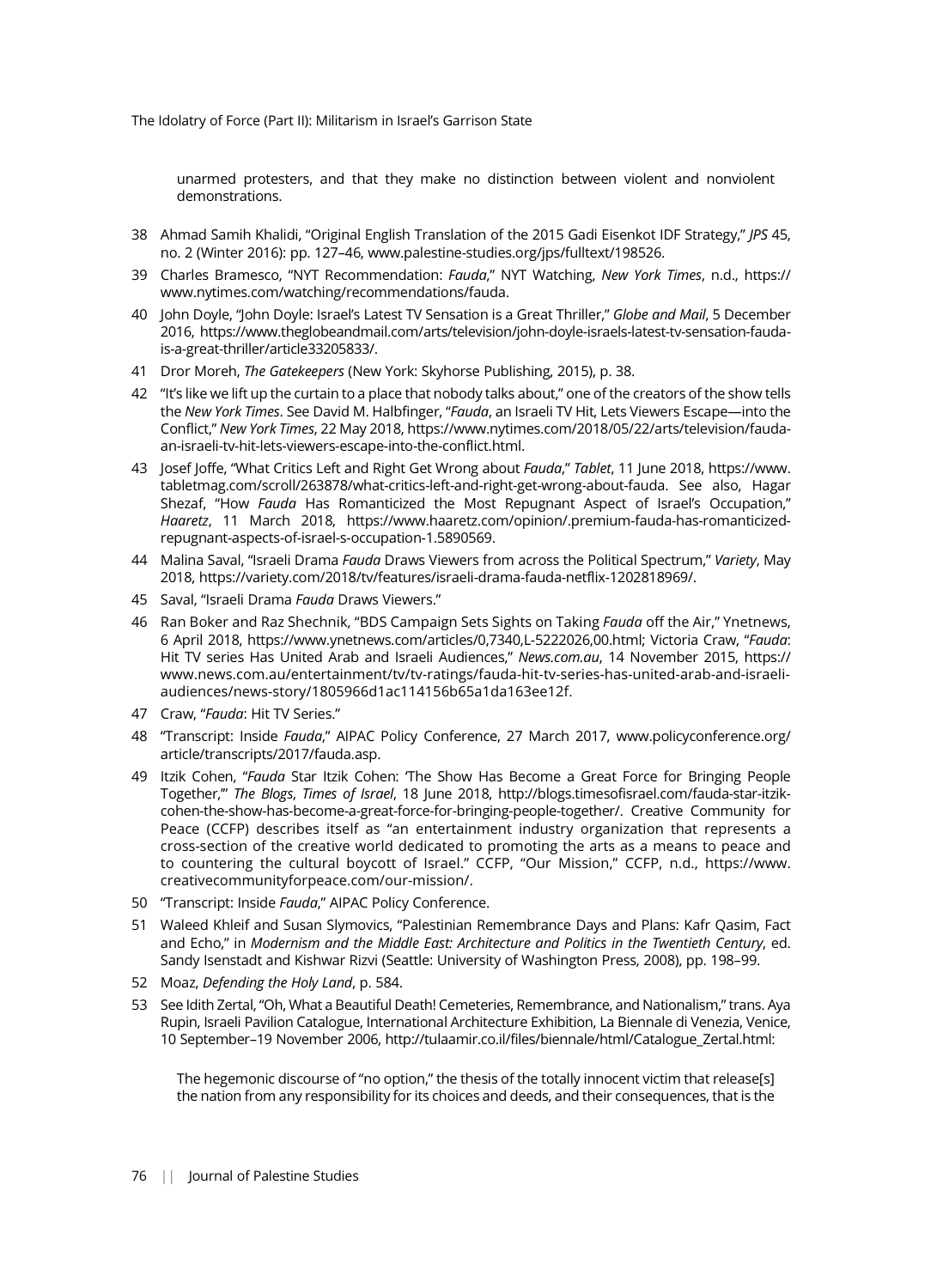unarmed protesters, and that they make no distinction between violent and nonviolent demonstrations.

38 Ahmad Samih Khalidi, "Original English Translation of the 2015 Gadi Eisenkot IDF Strategy," *JPS* 45, no. 2 (Winter 2016): pp. 127–46, www.palestine-studies.org/jps/fulltext/198526.

39 Charles Bramesco, "NYT Recommendation: *Fauda*," NYT Watching, *New York Times*, n.d., https://www.nytimes.com/watching/recommendations/fauda.

40 John Doyle, "John Doyle: Israel's Latest TV Sensation is a Great Thriller," *Globe and Mail*, 5 December 2016, https://www.theglobeandmail.com/arts/television/john-doyle-israels-latest-tv-sensation-fauda-is-a-great-thriller/article33205833/.

41 Dror Moreh, *The Gatekeepers* (New York: Skyhorse Publishing, 2015), p. 38.

42 "It's like we lift up the curtain to a place that nobody talks about," one of the creators of the show tells the *New York Times*. See David M. Halbfinger, "*Fauda*, an Israeli TV Hit, Lets Viewers Escape—into the Conflict," *New York Times*, 22 May 2018, https://www.nytimes.com/2018/05/22/arts/television/fauda-an-israeli-tv-hit-lets-viewers-escape-into-the-conflict.html.

43 Josef Joffe, "What Critics Left and Right Get Wrong about *Fauda*," *Tablet*, 11 June 2018, https://www.tabletmag.com/scroll/263878/what-critics-left-and-right-get-wrong-about-fauda. See also, Hagar Shezaf, "How *Fauda* Has Romanticized the Most Repugnant Aspect of Israel's Occupation," *Haaretz*, 11 March 2018, https://www.haaretz.com/opinion/.premium-fauda-has-romanticized-repugnant-aspects-of-israel-s-occupation-1.5890569.

44 Malina Saval, "Israeli Drama *Fauda* Draws Viewers from across the Political Spectrum," *Variety*, May 2018, https://variety.com/2018/tv/features/israeli-drama-fauda-netflix-1202818969/.

45 Saval, "Israeli Drama *Fauda* Draws Viewers."

46 Ran Boker and Raz Shechnik, "BDS Campaign Sets Sights on Taking *Fauda* off the Air," Ynetnews, 6 April 2018, https://www.ynetnews.com/articles/0,7340,L-5222026,00.html; Victoria Craw, "*Fauda*: Hit TV series Has United Arab and Israeli Audiences," *News.com.au*, 14 November 2015, https://www.news.com.au/entertainment/tv/tv-ratings/fauda-hit-tv-series-has-united-arab-and-israeli-audiences/news-story/1805966d1ac114156b65a1da163ee12f.

47 Craw, "*Fauda*: Hit TV Series."

48 "Transcript: Inside *Fauda*," AIPAC Policy Conference, 27 March 2017, www.policyconference.org/article/transcripts/2017/fauda.asp.

49 Itzik Cohen, "*Fauda* Star Itzik Cohen: 'The Show Has Become a Great Force for Bringing People Together,'" *The Blogs*, *Times of Israel*, 18 June 2018, http://blogs.timesofisrael.com/fauda-star-itzik-cohen-the-show-has-become-a-great-force-for-bringing-people-together/. Creative Community for Peace (CCFP) describes itself as "an entertainment industry organization that represents a cross-section of the creative world dedicated to promoting the arts as a means to peace and to countering the cultural boycott of Israel." CCFP, "Our Mission," CCFP, n.d., https://www.creativecommunityforpeace.com/our-mission/.

50 "Transcript: Inside *Fauda*," AIPAC Policy Conference.

51 Waleed Khleif and Susan Slymovics, "Palestinian Remembrance Days and Plans: Kafr Qasim, Fact and Echo," in *Modernism and the Middle East: Architecture and Politics in the Twentieth Century*, ed. Sandy Isenstadt and Kishwar Rizvi (Seattle: University of Washington Press, 2008), pp. 198–99.

52 Moaz, *Defending the Holy Land*, p. 584.

53 See Idith Zertal, "Oh, What a Beautiful Death! Cemeteries, Remembrance, and Nationalism," trans. Aya Rupin, Israeli Pavilion Catalogue, International Architecture Exhibition, La Biennale di Venezia, Venice, 10 September–19 November 2006, http://tulaamir.co.il/files/biennale/html/Catalogue_Zertal.html:

> The hegemonic discourse of "no option," the thesis of the totally innocent victim that release[s] the nation from any responsibility for its choices and deeds, and their consequences, that is the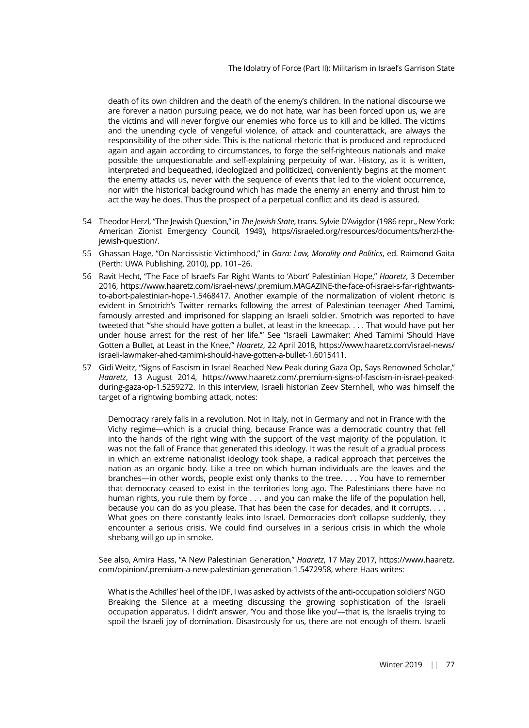death of its own children and the death of the enemy's children. In the national discourse we are forever a nation pursuing peace, we do not hate, war has been forced upon us, we are the victims and will never forgive our enemies who force us to kill and be killed. The victims and the unending cycle of vengeful violence, of attack and counterattack, are always the responsibility of the other side. This is the national rhetoric that is produced and reproduced again and again according to circumstances, to forge the self-righteous nationals and make possible the unquestionable and self-explaining perpetuity of war. History, as it is written, interpreted and bequeathed, ideologized and politicized, conveniently begins at the moment the enemy attacks us, never with the sequence of events that led to the violent occurrence, nor with the historical background which has made the enemy an enemy and thrust him to act the way he does. Thus the prospect of a perpetual conflict and its dead is assured.

54 Theodor Herzl, "The Jewish Question," in *The Jewish State*, trans. Sylvie D'Avigdor (1986 repr., New York: American Zionist Emergency Council, 1949), https//israeled.org/resources/documents/herzl-the-jewish-question/.

55 Ghassan Hage, "On Narcissistic Victimhood," in *Gaza: Law, Morality and Politics*, ed. Raimond Gaita (Perth: UWA Publishing, 2010), pp. 101–26.

56 Ravit Hecht, "The Face of Israel's Far Right Wants to 'Abort' Palestinian Hope," *Haaretz*, 3 December 2016, https://www.haaretz.com/israel-news/.premium.MAGAZINE-the-face-of-israel-s-far-rightwants-to-abort-palestinian-hope-1.5468417. Another example of the normalization of violent rhetoric is evident in Smotrich's Twitter remarks following the arrest of Palestinian teenager Ahed Tamimi, famously arrested and imprisoned for slapping an Israeli soldier. Smotrich was reported to have tweeted that "'she should have gotten a bullet, at least in the kneecap. . . . That would have put her under house arrest for the rest of her life.'" See "Israeli Lawmaker: Ahed Tamimi 'Should Have Gotten a Bullet, at Least in the Knee,'" *Haaretz*, 22 April 2018, https://www.haaretz.com/israel-news/israeli-lawmaker-ahed-tamimi-should-have-gotten-a-bullet-1.6015411.

57 Gidi Weitz, "Signs of Fascism in Israel Reached New Peak during Gaza Op, Says Renowned Scholar," *Haaretz*, 13 August 2014, https://www.haaretz.com/.premium-signs-of-fascism-in-israel-peaked-during-gaza-op-1.5259272. In this interview, Israeli historian Zeev Sternhell, who was himself the target of a rightwing bombing attack, notes:

> Democracy rarely falls in a revolution. Not in Italy, not in Germany and not in France with the Vichy regime—which is a crucial thing, because France was a democratic country that fell into the hands of the right wing with the support of the vast majority of the population. It was not the fall of France that generated this ideology. It was the result of a gradual process in which an extreme nationalist ideology took shape, a radical approach that perceives the nation as an organic body. Like a tree on which human individuals are the leaves and the branches—in other words, people exist only thanks to the tree. . . . You have to remember that democracy ceased to exist in the territories long ago. The Palestinians there have no human rights, you rule them by force . . . and you can make the life of the population hell, because you can do as you please. That has been the case for decades, and it corrupts. . . . What goes on there constantly leaks into Israel. Democracies don't collapse suddenly, they encounter a serious crisis. We could find ourselves in a serious crisis in which the whole shebang will go up in smoke.

See also, Amira Hass, "A New Palestinian Generation," *Haaretz*, 17 May 2017, https://www.haaretz.com/opinion/.premium-a-new-palestinian-generation-1.5472958, where Haas writes:

> What is the Achilles' heel of the IDF, I was asked by activists of the anti-occupation soldiers' NGO Breaking the Silence at a meeting discussing the growing sophistication of the Israeli occupation apparatus. I didn't answer, 'You and those like you'—that is, the Israelis trying to spoil the Israeli joy of domination. Disastrously for us, there are not enough of them. Israeli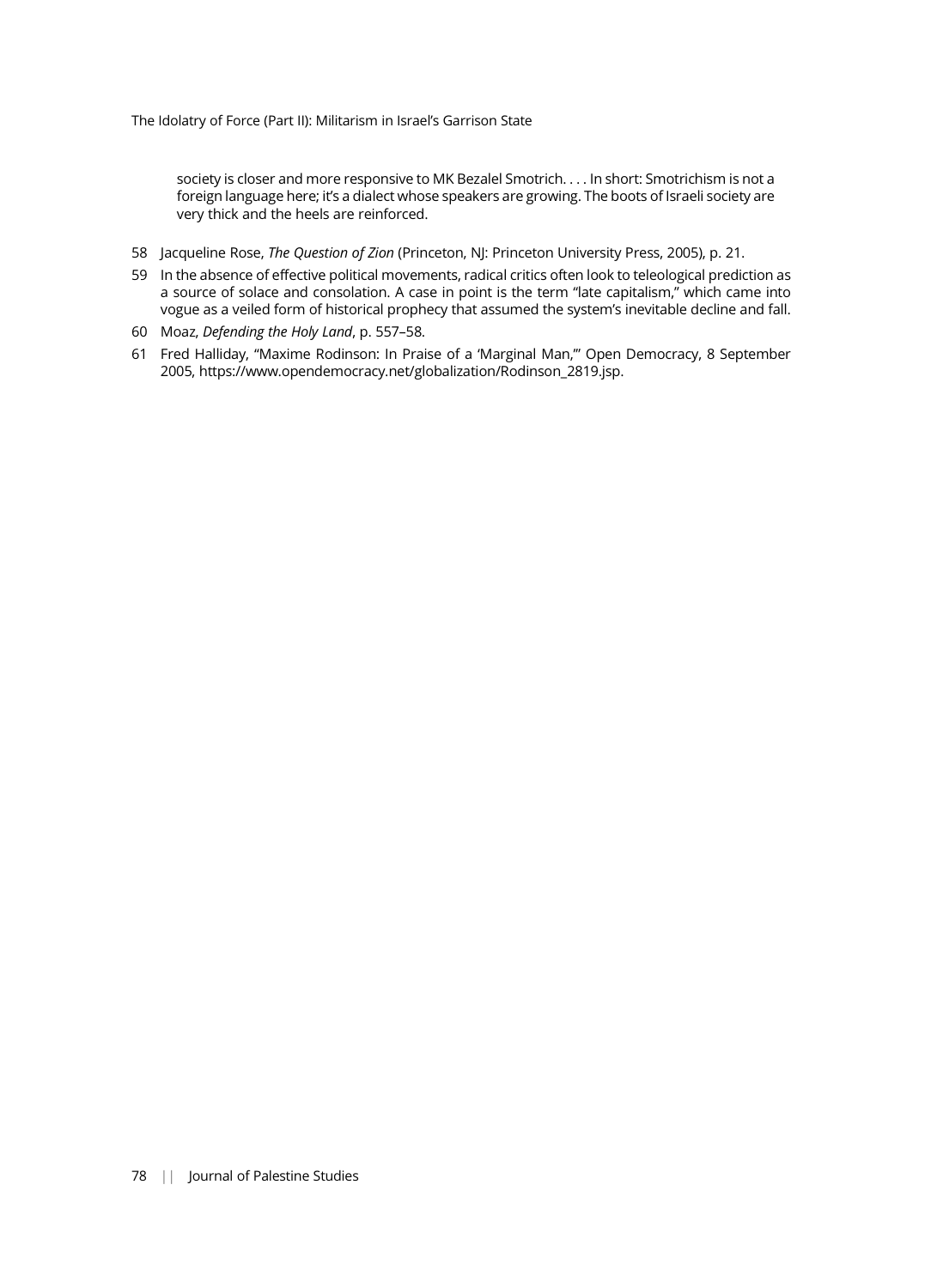society is closer and more responsive to MK Bezalel Smotrich. . . . In short: Smotrichism is not a foreign language here; it's a dialect whose speakers are growing. The boots of Israeli society are very thick and the heels are reinforced.

58 Jacqueline Rose, *The Question of Zion* (Princeton, NJ: Princeton University Press, 2005), p. 21.

59 In the absence of effective political movements, radical critics often look to teleological prediction as a source of solace and consolation. A case in point is the term "late capitalism," which came into vogue as a veiled form of historical prophecy that assumed the system's inevitable decline and fall.

60 Moaz, *Defending the Holy Land*, p. 557–58.

61 Fred Halliday, "Maxime Rodinson: In Praise of a 'Marginal Man,'" Open Democracy, 8 September 2005, https://www.opendemocracy.net/globalization/Rodinson_2819.jsp.